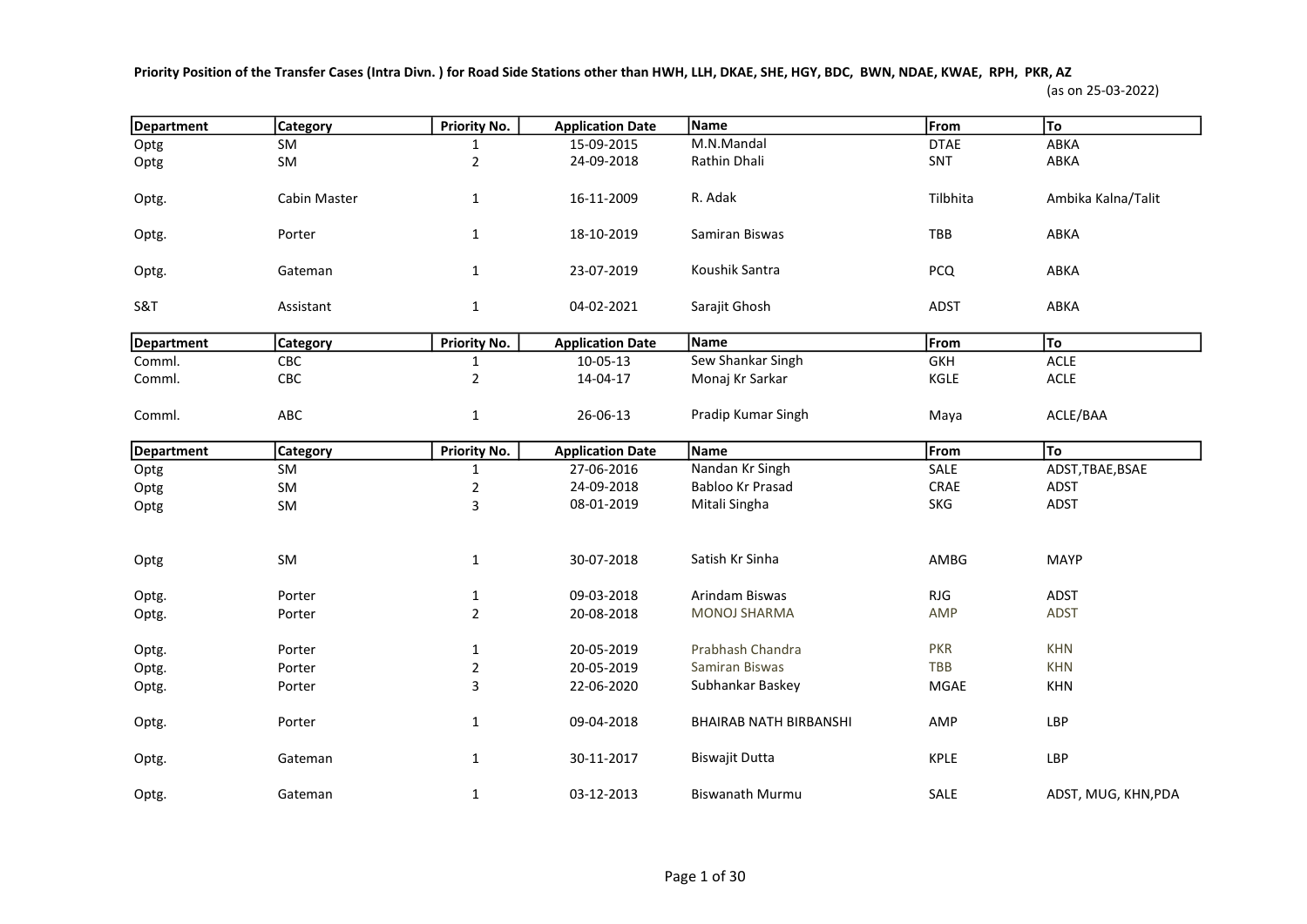**Priority Position of the Transfer Cases (Intra Divn. ) for Road Side Stations other than HWH, LLH, DKAE, SHE, HGY, BDC, BWN, NDAE, KWAE, RPH, PKR, AZ**

(as on 25-03-2022)

| Department | Category | Priority No. | Application Date | Name | From | To |
|---|---|---|---|---|---|---|
| Optg | SM | 1 | 15-09-2015 | M.N.Mandal | DTAE | ABKA |
| Optg | SM | 2 | 24-09-2018 | Rathin Dhali | SNT | ABKA |
| Optg. | Cabin Master | 1 | 16-11-2009 | R. Adak | Tilbhita | Ambika Kalna/Talit |
| Optg. | Porter | 1 | 18-10-2019 | Samiran Biswas | TBB | ABKA |
| Optg. | Gateman | 1 | 23-07-2019 | Koushik Santra | PCQ | ABKA |
| S&T | Assistant | 1 | 04-02-2021 | Sarajit Ghosh | ADST | ABKA |

| Department | Category | Priority No. | Application Date | Name | From | To |
|---|---|---|---|---|---|---|
| Comml. | CBC | 1 | 10-05-13 | Sew Shankar Singh | GKH | ACLE |
| Comml. | CBC | 2 | 14-04-17 | Monaj Kr Sarkar | KGLE | ACLE |
| Comml. | ABC | 1 | 26-06-13 | Pradip Kumar Singh | Maya | ACLE/BAA |

| Department | Category | Priority No. | Application Date | Name | From | To |
|---|---|---|---|---|---|---|
| Optg | SM | 1 | 27-06-2016 | Nandan Kr Singh | SALE | ADST,TBAE,BSAE |
| Optg | SM | 2 | 24-09-2018 | Babloo Kr Prasad | CRAE | ADST |
| Optg | SM | 3 | 08-01-2019 | Mitali Singha | SKG | ADST |
| Optg | SM | 1 | 30-07-2018 | Satish Kr Sinha | AMBG | MAYP |
| Optg. | Porter | 1 | 09-03-2018 | Arindam Biswas | RJG | ADST |
| Optg. | Porter | 2 | 20-08-2018 | MONOJ SHARMA | AMP | ADST |
| Optg. | Porter | 1 | 20-05-2019 | Prabhash Chandra | PKR | KHN |
| Optg. | Porter | 2 | 20-05-2019 | Samiran Biswas | TBB | KHN |
| Optg. | Porter | 3 | 22-06-2020 | Subhankar Baskey | MGAE | KHN |
| Optg. | Porter | 1 | 09-04-2018 | BHAIRAB NATH BIRBANSHI | AMP | LBP |
| Optg. | Gateman | 1 | 30-11-2017 | Biswajit Dutta | KPLE | LBP |
| Optg. | Gateman | 1 | 03-12-2013 | Biswanath Murmu | SALE | ADST, MUG, KHN,PDA |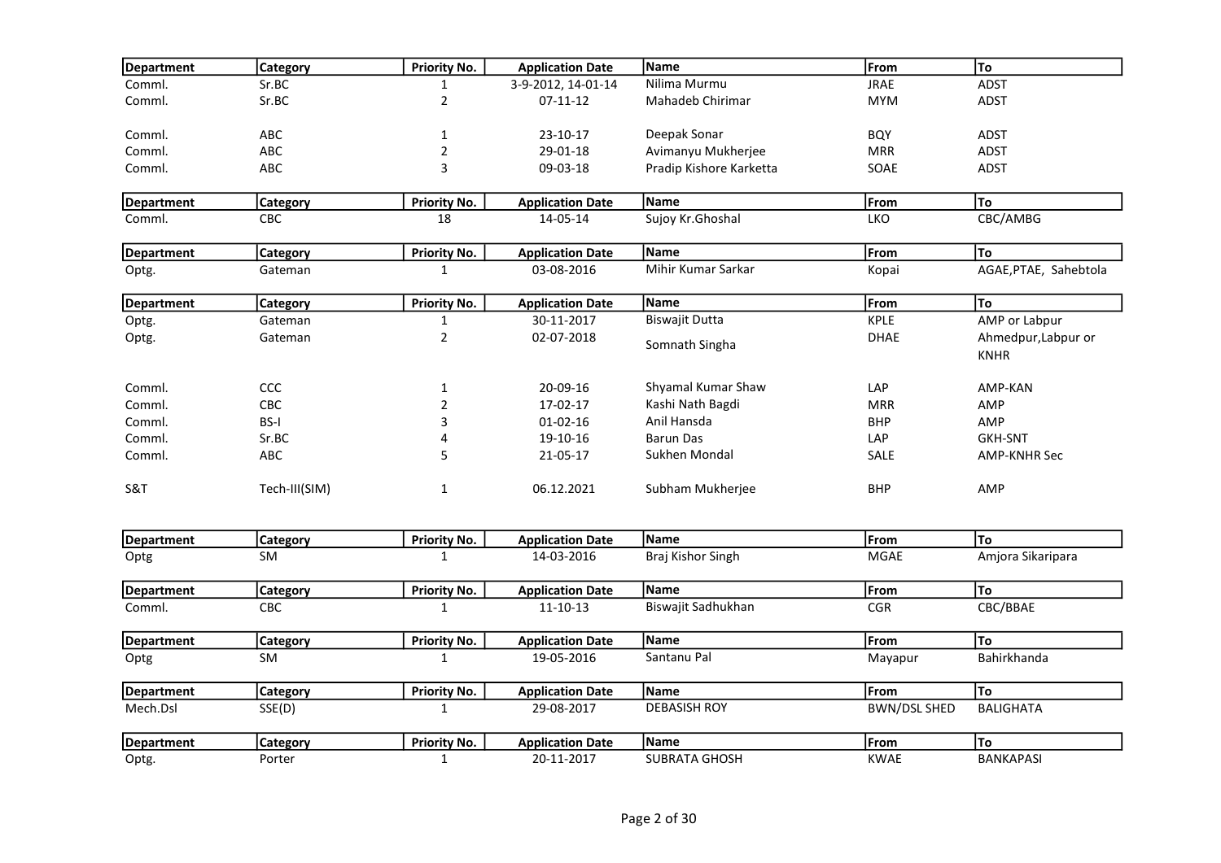| Department | Category | Priority No. | Application Date | Name | From | To |
|---|---|---|---|---|---|---|
| Comml. | Sr.BC | 1 | 3-9-2012, 14-01-14 | Nilima Murmu | JRAE | ADST |
| Comml. | Sr.BC | 2 | 07-11-12 | Mahadeb Chirimar | MYM | ADST |
| Comml. | ABC | 1 | 23-10-17 | Deepak Sonar | BQY | ADST |
| Comml. | ABC | 2 | 29-01-18 | Avimanyu Mukherjee | MRR | ADST |
| Comml. | ABC | 3 | 09-03-18 | Pradip Kishore Karketta | SOAE | ADST |

| Department | Category | Priority No. | Application Date | Name | From | To |
|---|---|---|---|---|---|---|
| Comml. | CBC | 18 | 14-05-14 | Sujoy Kr.Ghoshal | LKO | CBC/AMBG |

| Department | Category | Priority No. | Application Date | Name | From | To |
|---|---|---|---|---|---|---|
| Optg. | Gateman | 1 | 03-08-2016 | Mihir Kumar Sarkar | Kopai | AGAE,PTAE, Sahebtola |

| Department | Category | Priority No. | Application Date | Name | From | To |
|---|---|---|---|---|---|---|
| Optg. | Gateman | 1 | 30-11-2017 | Biswajit Dutta | KPLE | AMP or Labpur |
| Optg. | Gateman | 2 | 02-07-2018 | Somnath Singha | DHAE | Ahmedpur,Labpur or KNHR |
| Comml. | CCC | 1 | 20-09-16 | Shyamal Kumar Shaw | LAP | AMP-KAN |
| Comml. | CBC | 2 | 17-02-17 | Kashi Nath Bagdi | MRR | AMP |
| Comml. | BS-I | 3 | 01-02-16 | Anil Hansda | BHP | AMP |
| Comml. | Sr.BC | 4 | 19-10-16 | Barun Das | LAP | GKH-SNT |
| Comml. | ABC | 5 | 21-05-17 | Sukhen Mondal | SALE | AMP-KNHR Sec |
| S&T | Tech-III(SIM) | 1 | 06.12.2021 | Subham Mukherjee | BHP | AMP |

| Department | Category | Priority No. | Application Date | Name | From | To |
|---|---|---|---|---|---|---|
| Optg | SM | 1 | 14-03-2016 | Braj Kishor Singh | MGAE | Amjora Sikaripara |

| Department | Category | Priority No. | Application Date | Name | From | To |
|---|---|---|---|---|---|---|
| Comml. | CBC | 1 | 11-10-13 | Biswajit Sadhukhan | CGR | CBC/BBAE |

| Department | Category | Priority No. | Application Date | Name | From | To |
|---|---|---|---|---|---|---|
| Optg | SM | 1 | 19-05-2016 | Santanu Pal | Mayapur | Bahirkhanda |

| Department | Category | Priority No. | Application Date | Name | From | To |
|---|---|---|---|---|---|---|
| Mech.Dsl | SSE(D) | 1 | 29-08-2017 | DEBASISH ROY | BWN/DSL SHED | BALIGHATA |

| Department | Category | Priority No. | Application Date | Name | From | To |
|---|---|---|---|---|---|---|
| Optg. | Porter | 1 | 20-11-2017 | SUBRATA GHOSH | KWAE | BANKAPASI |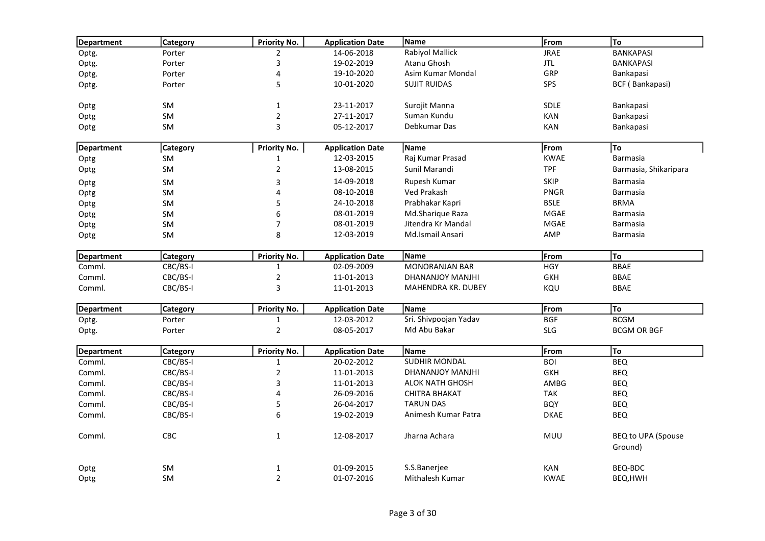| Department | Category | Priority No. | Application Date | Name | From | To |
|---|---|---|---|---|---|---|
| Optg. | Porter | 2 | 14-06-2018 | Rabiyol Mallick | JRAE | BANKAPASI |
| Optg. | Porter | 3 | 19-02-2019 | Atanu Ghosh | JTL | BANKAPASI |
| Optg. | Porter | 4 | 19-10-2020 | Asim Kumar Mondal | GRP | Bankapasi |
| Optg. | Porter | 5 | 10-01-2020 | SUJIT RUIDAS | SPS | BCF ( Bankapasi) |
| Optg | SM | 1 | 23-11-2017 | Surojit Manna | SDLE | Bankapasi |
| Optg | SM | 2 | 27-11-2017 | Suman Kundu | KAN | Bankapasi |
| Optg | SM | 3 | 05-12-2017 | Debkumar Das | KAN | Bankapasi |

| Department | Category | Priority No. | Application Date | Name | From | To |
|---|---|---|---|---|---|---|
| Optg | SM | 1 | 12-03-2015 | Raj Kumar Prasad | KWAE | Barmasia |
| Optg | SM | 2 | 13-08-2015 | Sunil Marandi | TPF | Barmasia, Shikaripara |
| Optg | SM | 3 | 14-09-2018 | Rupesh Kumar | SKIP | Barmasia |
| Optg | SM | 4 | 08-10-2018 | Ved Prakash | PNGR | Barmasia |
| Optg | SM | 5 | 24-10-2018 | Prabhakar Kapri | BSLE | BRMA |
| Optg | SM | 6 | 08-01-2019 | Md.Sharique Raza | MGAE | Barmasia |
| Optg | SM | 7 | 08-01-2019 | Jitendra Kr Mandal | MGAE | Barmasia |
| Optg | SM | 8 | 12-03-2019 | Md.Ismail Ansari | AMP | Barmasia |

| Department | Category | Priority No. | Application Date | Name | From | To |
|---|---|---|---|---|---|---|
| Comml. | CBC/BS-I | 1 | 02-09-2009 | MONORANJAN BAR | HGY | BBAE |
| Comml. | CBC/BS-I | 2 | 11-01-2013 | DHANANJOY MANJHI | GKH | BBAE |
| Comml. | CBC/BS-I | 3 | 11-01-2013 | MAHENDRA KR. DUBEY | KQU | BBAE |

| Department | Category | Priority No. | Application Date | Name | From | To |
|---|---|---|---|---|---|---|
| Optg. | Porter | 1 | 12-03-2012 | Sri. Shivpoojan Yadav | BGF | BCGM |
| Optg. | Porter | 2 | 08-05-2017 | Md Abu Bakar | SLG | BCGM OR BGF |

| Department | Category | Priority No. | Application Date | Name | From | To |
|---|---|---|---|---|---|---|
| Comml. | CBC/BS-I | 1 | 20-02-2012 | SUDHIR MONDAL | BOI | BEQ |
| Comml. | CBC/BS-I | 2 | 11-01-2013 | DHANANJOY MANJHI | GKH | BEQ |
| Comml. | CBC/BS-I | 3 | 11-01-2013 | ALOK NATH GHOSH | AMBG | BEQ |
| Comml. | CBC/BS-I | 4 | 26-09-2016 | CHITRA BHAKAT | TAK | BEQ |
| Comml. | CBC/BS-I | 5 | 26-04-2017 | TARUN DAS | BQY | BEQ |
| Comml. | CBC/BS-I | 6 | 19-02-2019 | Animesh Kumar Patra | DKAE | BEQ |
| Comml. | CBC | 1 | 12-08-2017 | Jharna Achara | MUU | BEQ to UPA (Spouse Ground) |
| Optg | SM | 1 | 01-09-2015 | S.S.Banerjee | KAN | BEQ-BDC |
| Optg | SM | 2 | 01-07-2016 | Mithalesh Kumar | KWAE | BEQ,HWH |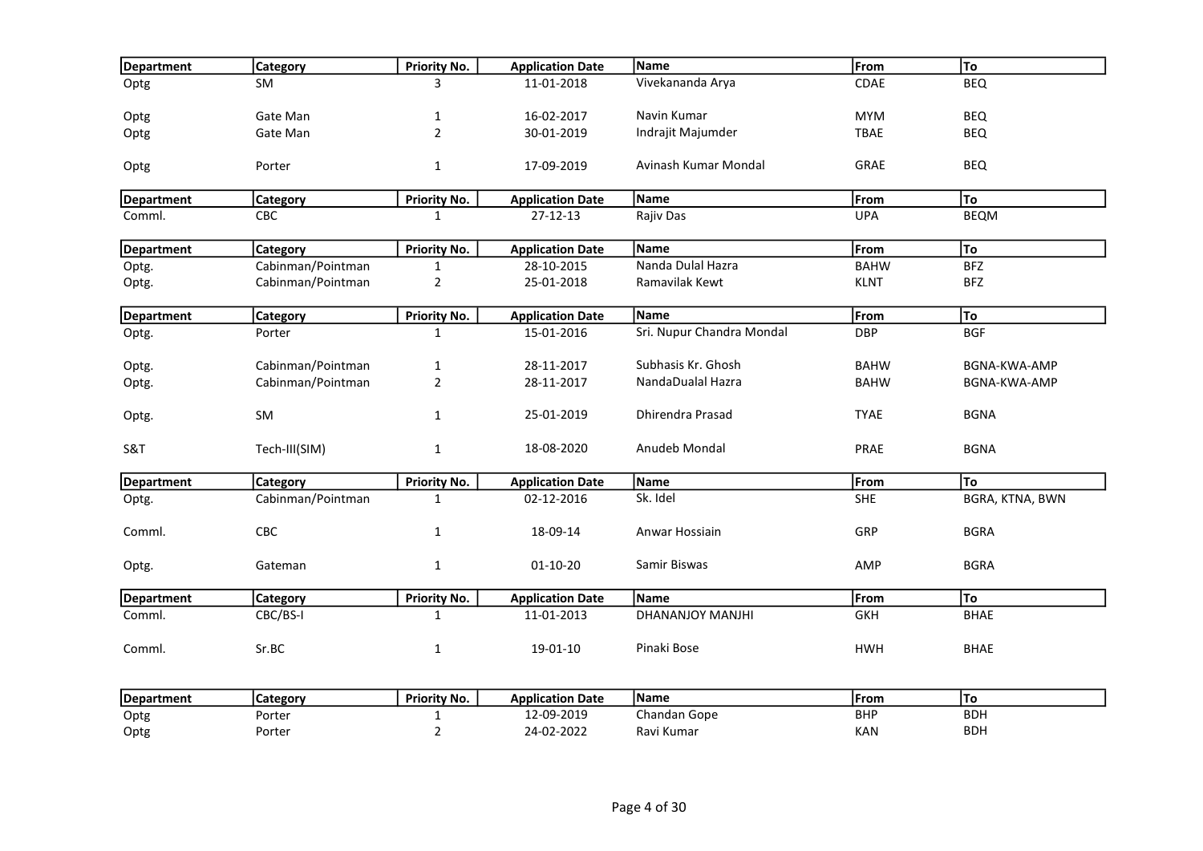| Department | Category | Priority No. | Application Date | Name | From | To |
|---|---|---|---|---|---|---|
| Optg | SM | 3 | 11-01-2018 | Vivekananda Arya | CDAE | BEQ |
| Optg | Gate Man | 1 | 16-02-2017 | Navin Kumar | MYM | BEQ |
| Optg | Gate Man | 2 | 30-01-2019 | Indrajit Majumder | TBAE | BEQ |
| Optg | Porter | 1 | 17-09-2019 | Avinash Kumar Mondal | GRAE | BEQ |

| Department | Category | Priority No. | Application Date | Name | From | To |
|---|---|---|---|---|---|---|
| Comml. | CBC | 1 | 27-12-13 | Rajiv Das | UPA | BEQM |

| Department | Category | Priority No. | Application Date | Name | From | To |
|---|---|---|---|---|---|---|
| Optg. | Cabinman/Pointman | 1 | 28-10-2015 | Nanda Dulal Hazra | BAHW | BFZ |
| Optg. | Cabinman/Pointman | 2 | 25-01-2018 | Ramavilak Kewt | KLNT | BFZ |

| Department | Category | Priority No. | Application Date | Name | From | To |
|---|---|---|---|---|---|---|
| Optg. | Porter | 1 | 15-01-2016 | Sri. Nupur Chandra Mondal | DBP | BGF |
| Optg. | Cabinman/Pointman | 1 | 28-11-2017 | Subhasis Kr. Ghosh | BAHW | BGNA-KWA-AMP |
| Optg. | Cabinman/Pointman | 2 | 28-11-2017 | NandaDualal Hazra | BAHW | BGNA-KWA-AMP |
| Optg. | SM | 1 | 25-01-2019 | Dhirendra Prasad | TYAE | BGNA |
| S&T | Tech-III(SIM) | 1 | 18-08-2020 | Anudeb Mondal | PRAE | BGNA |

| Department | Category | Priority No. | Application Date | Name | From | To |
|---|---|---|---|---|---|---|
| Optg. | Cabinman/Pointman | 1 | 02-12-2016 | Sk. Idel | SHE | BGRA, KTNA, BWN |
| Comml. | CBC | 1 | 18-09-14 | Anwar Hossiain | GRP | BGRA |
| Optg. | Gateman | 1 | 01-10-20 | Samir Biswas | AMP | BGRA |

| Department | Category | Priority No. | Application Date | Name | From | To |
|---|---|---|---|---|---|---|
| Comml. | CBC/BS-I | 1 | 11-01-2013 | DHANANJOY MANJHI | GKH | BHAE |
| Comml. | Sr.BC | 1 | 19-01-10 | Pinaki Bose | HWH | BHAE |

| Department | Category | Priority No. | Application Date | Name | From | To |
|---|---|---|---|---|---|---|
| Optg | Porter | 1 | 12-09-2019 | Chandan Gope | BHP | BDH |
| Optg | Porter | 2 | 24-02-2022 | Ravi Kumar | KAN | BDH |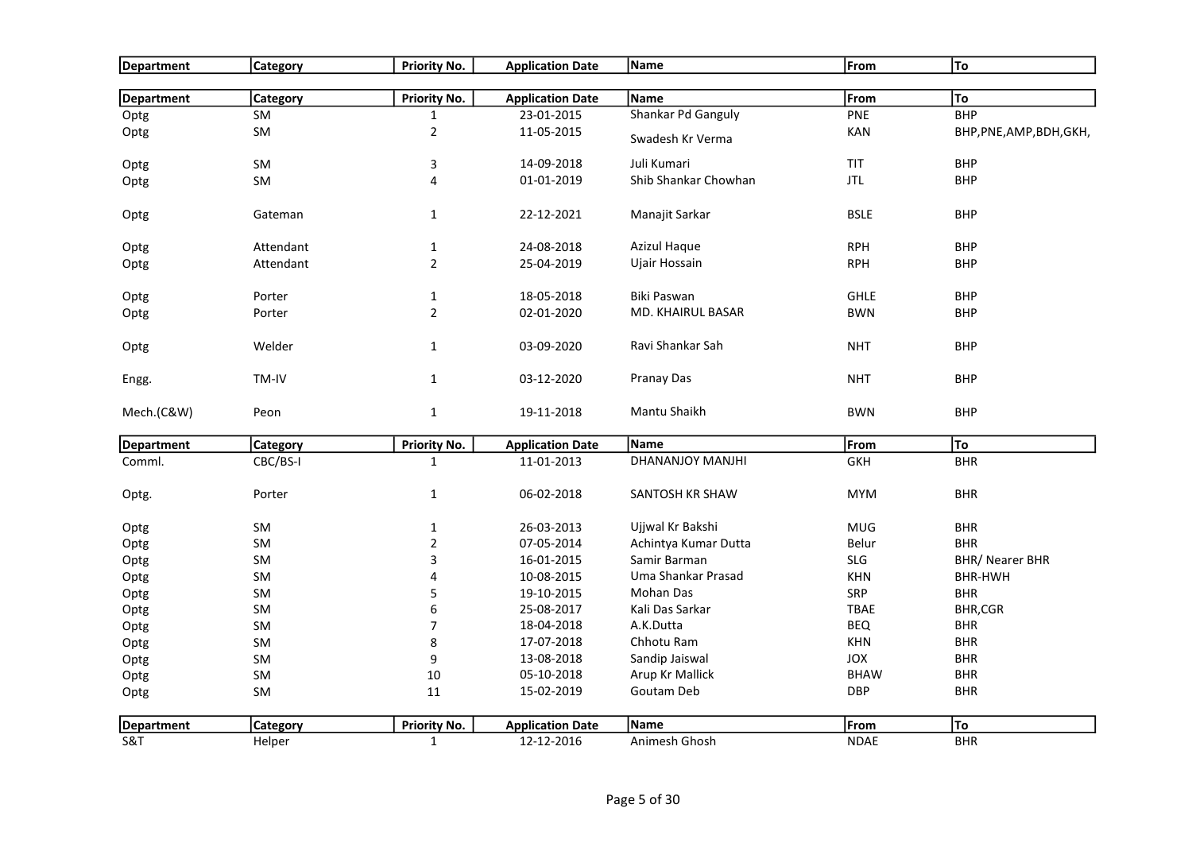| Department | Category | Priority No. | Application Date | Name | From | To |
|---|---|---|---|---|---|---|

| Department | Category | Priority No. | Application Date | Name | From | To |
|---|---|---|---|---|---|---|
| Optg | SM | 1 | 23-01-2015 | Shankar Pd Ganguly | PNE | BHP |
| Optg | SM | 2 | 11-05-2015 | Swadesh Kr Verma | KAN | BHP,PNE,AMP,BDH,GKH, |
| Optg | SM | 3 | 14-09-2018 | Juli Kumari | TIT | BHP |
| Optg | SM | 4 | 01-01-2019 | Shib Shankar Chowhan | JTL | BHP |
| Optg | Gateman | 1 | 22-12-2021 | Manajit Sarkar | BSLE | BHP |
| Optg | Attendant | 1 | 24-08-2018 | Azizul Haque | RPH | BHP |
| Optg | Attendant | 2 | 25-04-2019 | Ujair Hossain | RPH | BHP |
| Optg | Porter | 1 | 18-05-2018 | Biki Paswan | GHLE | BHP |
| Optg | Porter | 2 | 02-01-2020 | MD. KHAIRUL BASAR | BWN | BHP |
| Optg | Welder | 1 | 03-09-2020 | Ravi Shankar Sah | NHT | BHP |
| Engg. | TM-IV | 1 | 03-12-2020 | Pranay Das | NHT | BHP |
| Mech.(C&W) | Peon | 1 | 19-11-2018 | Mantu Shaikh | BWN | BHP |

| Department | Category | Priority No. | Application Date | Name | From | To |
|---|---|---|---|---|---|---|
| Comml. | CBC/BS-I | 1 | 11-01-2013 | DHANANJOY MANJHI | GKH | BHR |
| Optg. | Porter | 1 | 06-02-2018 | SANTOSH KR SHAW | MYM | BHR |
| Optg | SM | 1 | 26-03-2013 | Ujjwal Kr Bakshi | MUG | BHR |
| Optg | SM | 2 | 07-05-2014 | Achintya Kumar Dutta | Belur | BHR |
| Optg | SM | 3 | 16-01-2015 | Samir Barman | SLG | BHR/ Nearer BHR |
| Optg | SM | 4 | 10-08-2015 | Uma Shankar Prasad | KHN | BHR-HWH |
| Optg | SM | 5 | 19-10-2015 | Mohan Das | SRP | BHR |
| Optg | SM | 6 | 25-08-2017 | Kali Das Sarkar | TBAE | BHR,CGR |
| Optg | SM | 7 | 18-04-2018 | A.K.Dutta | BEQ | BHR |
| Optg | SM | 8 | 17-07-2018 | Chhotu Ram | KHN | BHR |
| Optg | SM | 9 | 13-08-2018 | Sandip Jaiswal | JOX | BHR |
| Optg | SM | 10 | 05-10-2018 | Arup Kr Mallick | BHAW | BHR |
| Optg | SM | 11 | 15-02-2019 | Goutam Deb | DBP | BHR |

| Department | Category | Priority No. | Application Date | Name | From | To |
|---|---|---|---|---|---|---|
| S&T | Helper | 1 | 12-12-2016 | Animesh Ghosh | NDAE | BHR |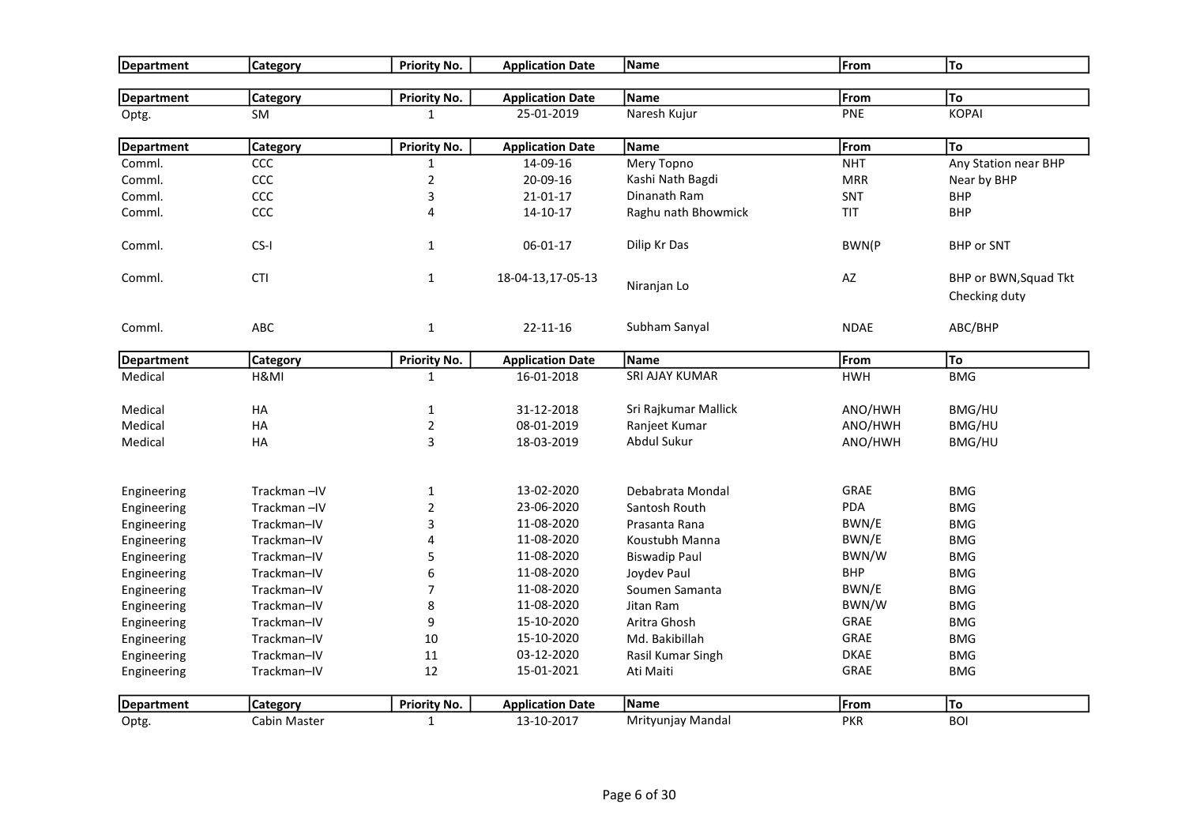| Department | Category | Priority No. | Application Date | Name | From | To |
|---|---|---|---|---|---|---|

| Department | Category | Priority No. | Application Date | Name | From | To |
|---|---|---|---|---|---|---|
| Optg. | SM | 1 | 25-01-2019 | Naresh Kujur | PNE | KOPAI |

| Department | Category | Priority No. | Application Date | Name | From | To |
|---|---|---|---|---|---|---|
| Comml. | CCC | 1 | 14-09-16 | Mery Topno | NHT | Any Station near BHP |
| Comml. | CCC | 2 | 20-09-16 | Kashi Nath Bagdi | MRR | Near by BHP |
| Comml. | CCC | 3 | 21-01-17 | Dinanath Ram | SNT | BHP |
| Comml. | CCC | 4 | 14-10-17 | Raghu nath Bhowmick | TIT | BHP |
| Comml. | CS-I | 1 | 06-01-17 | Dilip Kr Das | BWN(P | BHP or SNT |
| Comml. | CTI | 1 | 18-04-13,17-05-13 | Niranjan Lo | AZ | BHP or BWN,Squad Tkt Checking duty |
| Comml. | ABC | 1 | 22-11-16 | Subham Sanyal | NDAE | ABC/BHP |

| Department | Category | Priority No. | Application Date | Name | From | To |
|---|---|---|---|---|---|---|
| Medical | H&MI | 1 | 16-01-2018 | SRI AJAY KUMAR | HWH | BMG |
| Medical | HA | 1 | 31-12-2018 | Sri Rajkumar Mallick | ANO/HWH | BMG/HU |
| Medical | HA | 2 | 08-01-2019 | Ranjeet Kumar | ANO/HWH | BMG/HU |
| Medical | HA | 3 | 18-03-2019 | Abdul Sukur | ANO/HWH | BMG/HU |
| Engineering | Trackman –IV | 1 | 13-02-2020 | Debabrata Mondal | GRAE | BMG |
| Engineering | Trackman –IV | 2 | 23-06-2020 | Santosh Routh | PDA | BMG |
| Engineering | Trackman–IV | 3 | 11-08-2020 | Prasanta Rana | BWN/E | BMG |
| Engineering | Trackman–IV | 4 | 11-08-2020 | Koustubh Manna | BWN/E | BMG |
| Engineering | Trackman–IV | 5 | 11-08-2020 | Biswadip Paul | BWN/W | BMG |
| Engineering | Trackman–IV | 6 | 11-08-2020 | Joydev Paul | BHP | BMG |
| Engineering | Trackman–IV | 7 | 11-08-2020 | Soumen Samanta | BWN/E | BMG |
| Engineering | Trackman–IV | 8 | 11-08-2020 | Jitan Ram | BWN/W | BMG |
| Engineering | Trackman–IV | 9 | 15-10-2020 | Aritra Ghosh | GRAE | BMG |
| Engineering | Trackman–IV | 10 | 15-10-2020 | Md. Bakibillah | GRAE | BMG |
| Engineering | Trackman–IV | 11 | 03-12-2020 | Rasil Kumar Singh | DKAE | BMG |
| Engineering | Trackman–IV | 12 | 15-01-2021 | Ati Maiti | GRAE | BMG |

| Department | Category | Priority No. | Application Date | Name | From | To |
|---|---|---|---|---|---|---|
| Optg. | Cabin Master | 1 | 13-10-2017 | Mrityunjay Mandal | PKR | BOI |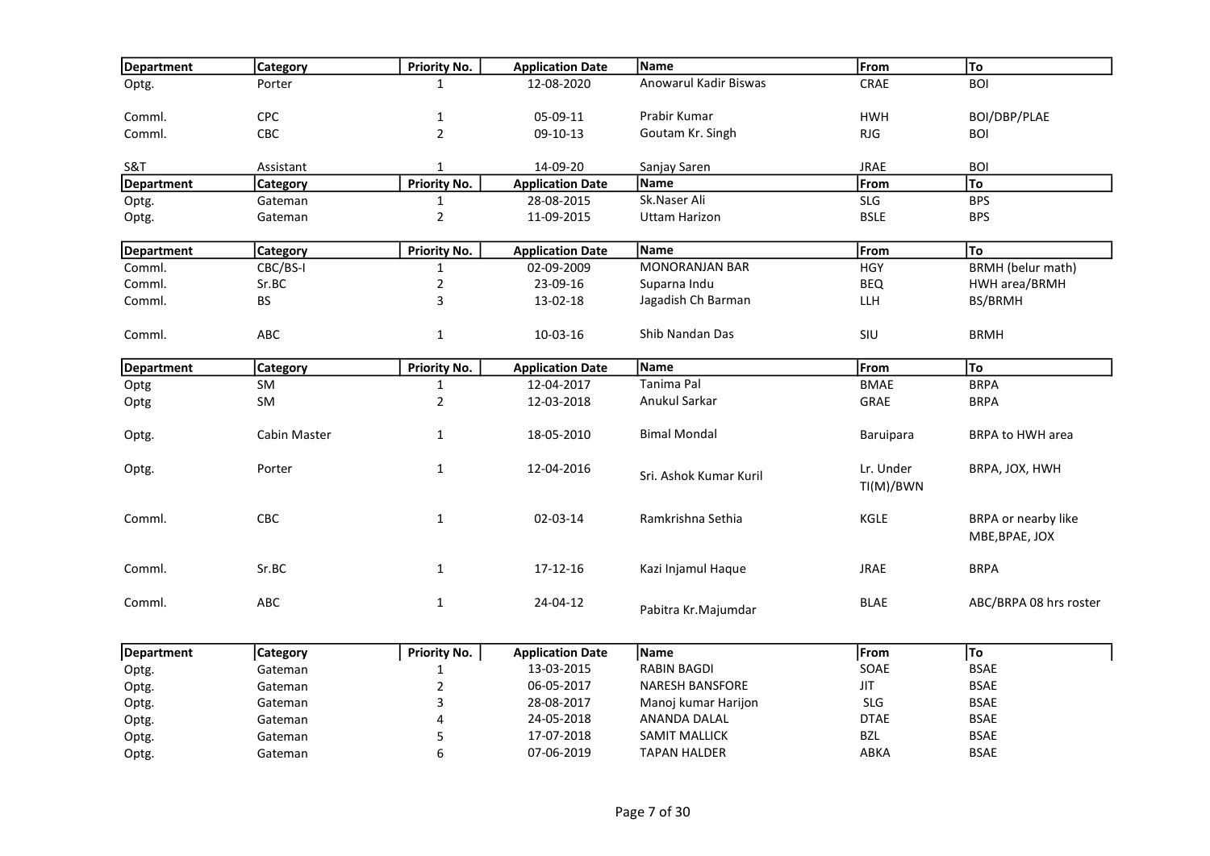| Department | Category | Priority No. | Application Date | Name | From | To |
|---|---|---|---|---|---|---|
| Optg. | Porter | 1 | 12-08-2020 | Anowarul Kadir Biswas | CRAE | BOI |
| Comml. | CPC | 1 | 05-09-11 | Prabir Kumar | HWH | BOI/DBP/PLAE |
| Comml. | CBC | 2 | 09-10-13 | Goutam Kr. Singh | RJG | BOI |
| S&T | Assistant | 1 | 14-09-20 | Sanjay Saren | JRAE | BOI |

| Department | Category | Priority No. | Application Date | Name | From | To |
|---|---|---|---|---|---|---|
| Optg. | Gateman | 1 | 28-08-2015 | Sk.Naser Ali | SLG | BPS |
| Optg. | Gateman | 2 | 11-09-2015 | Uttam Harizon | BSLE | BPS |

| Department | Category | Priority No. | Application Date | Name | From | To |
|---|---|---|---|---|---|---|
| Comml. | CBC/BS-I | 1 | 02-09-2009 | MONORANJAN BAR | HGY | BRMH (belur math) |
| Comml. | Sr.BC | 2 | 23-09-16 | Suparna Indu | BEQ | HWH area/BRMH |
| Comml. | BS | 3 | 13-02-18 | Jagadish Ch Barman | LLH | BS/BRMH |
| Comml. | ABC | 1 | 10-03-16 | Shib Nandan Das | SIU | BRMH |

| Department | Category | Priority No. | Application Date | Name | From | To |
|---|---|---|---|---|---|---|
| Optg | SM | 1 | 12-04-2017 | Tanima Pal | BMAE | BRPA |
| Optg | SM | 2 | 12-03-2018 | Anukul Sarkar | GRAE | BRPA |
| Optg. | Cabin Master | 1 | 18-05-2010 | Bimal Mondal | Baruipara | BRPA to HWH area |
| Optg. | Porter | 1 | 12-04-2016 | Sri. Ashok Kumar Kuril | Lr. Under TI(M)/BWN | BRPA, JOX, HWH |
| Comml. | CBC | 1 | 02-03-14 | Ramkrishna Sethia | KGLE | BRPA or nearby like MBE,BPAE, JOX |
| Comml. | Sr.BC | 1 | 17-12-16 | Kazi Injamul Haque | JRAE | BRPA |
| Comml. | ABC | 1 | 24-04-12 | Pabitra Kr.Majumdar | BLAE | ABC/BRPA 08 hrs roster |

| Department | Category | Priority No. | Application Date | Name | From | To |
|---|---|---|---|---|---|---|
| Optg. | Gateman | 1 | 13-03-2015 | RABIN BAGDI | SOAE | BSAE |
| Optg. | Gateman | 2 | 06-05-2017 | NARESH BANSFORE | JIT | BSAE |
| Optg. | Gateman | 3 | 28-08-2017 | Manoj kumar Harijon | SLG | BSAE |
| Optg. | Gateman | 4 | 24-05-2018 | ANANDA DALAL | DTAE | BSAE |
| Optg. | Gateman | 5 | 17-07-2018 | SAMIT MALLICK | BZL | BSAE |
| Optg. | Gateman | 6 | 07-06-2019 | TAPAN HALDER | ABKA | BSAE |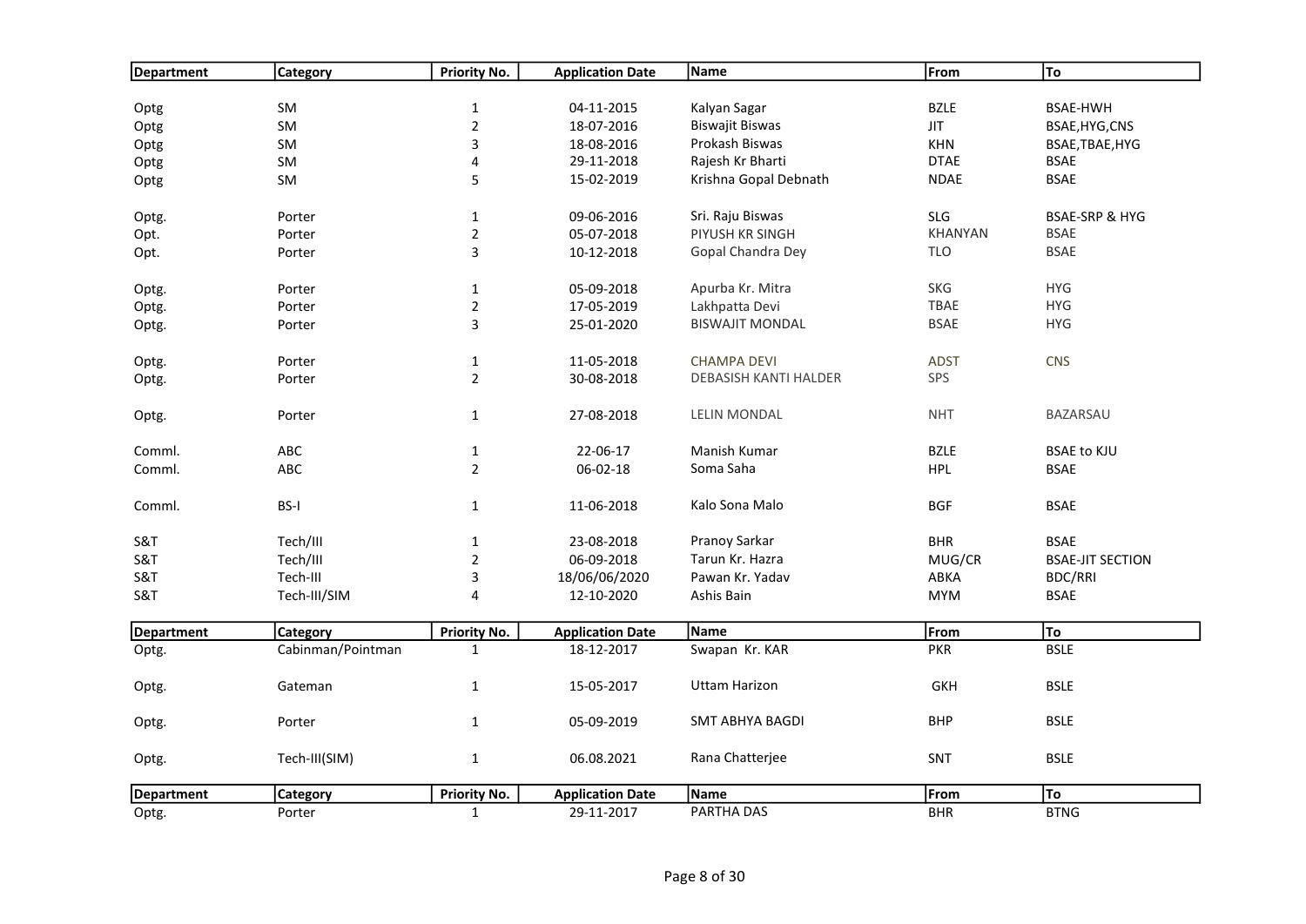| Department | Category | Priority No. | Application Date | Name | From | To |
|---|---|---|---|---|---|---|
| Optg | SM | 1 | 04-11-2015 | Kalyan Sagar | BZLE | BSAE-HWH |
| Optg | SM | 2 | 18-07-2016 | Biswajit Biswas | JIT | BSAE,HYG,CNS |
| Optg | SM | 3 | 18-08-2016 | Prokash Biswas | KHN | BSAE,TBAE,HYG |
| Optg | SM | 4 | 29-11-2018 | Rajesh Kr Bharti | DTAE | BSAE |
| Optg | SM | 5 | 15-02-2019 | Krishna Gopal Debnath | NDAE | BSAE |
| Optg. | Porter | 1 | 09-06-2016 | Sri. Raju Biswas | SLG | BSAE-SRP & HYG |
| Opt. | Porter | 2 | 05-07-2018 | PIYUSH KR SINGH | KHANYAN | BSAE |
| Opt. | Porter | 3 | 10-12-2018 | Gopal Chandra Dey | TLO | BSAE |
| Optg. | Porter | 1 | 05-09-2018 | Apurba Kr. Mitra | SKG | HYG |
| Optg. | Porter | 2 | 17-05-2019 | Lakhpatta Devi | TBAE | HYG |
| Optg. | Porter | 3 | 25-01-2020 | BISWAJIT MONDAL | BSAE | HYG |
| Optg. | Porter | 1 | 11-05-2018 | CHAMPA DEVI | ADST | CNS |
| Optg. | Porter | 2 | 30-08-2018 | DEBASISH KANTI HALDER | SPS | |
| Optg. | Porter | 1 | 27-08-2018 | LELIN MONDAL | NHT | BAZARSAU |
| Comml. | ABC | 1 | 22-06-17 | Manish Kumar | BZLE | BSAE to KJU |
| Comml. | ABC | 2 | 06-02-18 | Soma Saha | HPL | BSAE |
| Comml. | BS-I | 1 | 11-06-2018 | Kalo Sona Malo | BGF | BSAE |
| S&T | Tech/III | 1 | 23-08-2018 | Pranoy Sarkar | BHR | BSAE |
| S&T | Tech/III | 2 | 06-09-2018 | Tarun Kr. Hazra | MUG/CR | BSAE-JIT SECTION |
| S&T | Tech-III | 3 | 18/06/06/2020 | Pawan Kr. Yadav | ABKA | BDC/RRI |
| S&T | Tech-III/SIM | 4 | 12-10-2020 | Ashis Bain | MYM | BSAE |

| Department | Category | Priority No. | Application Date | Name | From | To |
|---|---|---|---|---|---|---|
| Optg. | Cabinman/Pointman | 1 | 18-12-2017 | Swapan Kr. KAR | PKR | BSLE |
| Optg. | Gateman | 1 | 15-05-2017 | Uttam Harizon | GKH | BSLE |
| Optg. | Porter | 1 | 05-09-2019 | SMT ABHYA BAGDI | BHP | BSLE |
| Optg. | Tech-III(SIM) | 1 | 06.08.2021 | Rana Chatterjee | SNT | BSLE |

| Department | Category | Priority No. | Application Date | Name | From | To |
|---|---|---|---|---|---|---|
| Optg. | Porter | 1 | 29-11-2017 | PARTHA DAS | BHR | BTNG |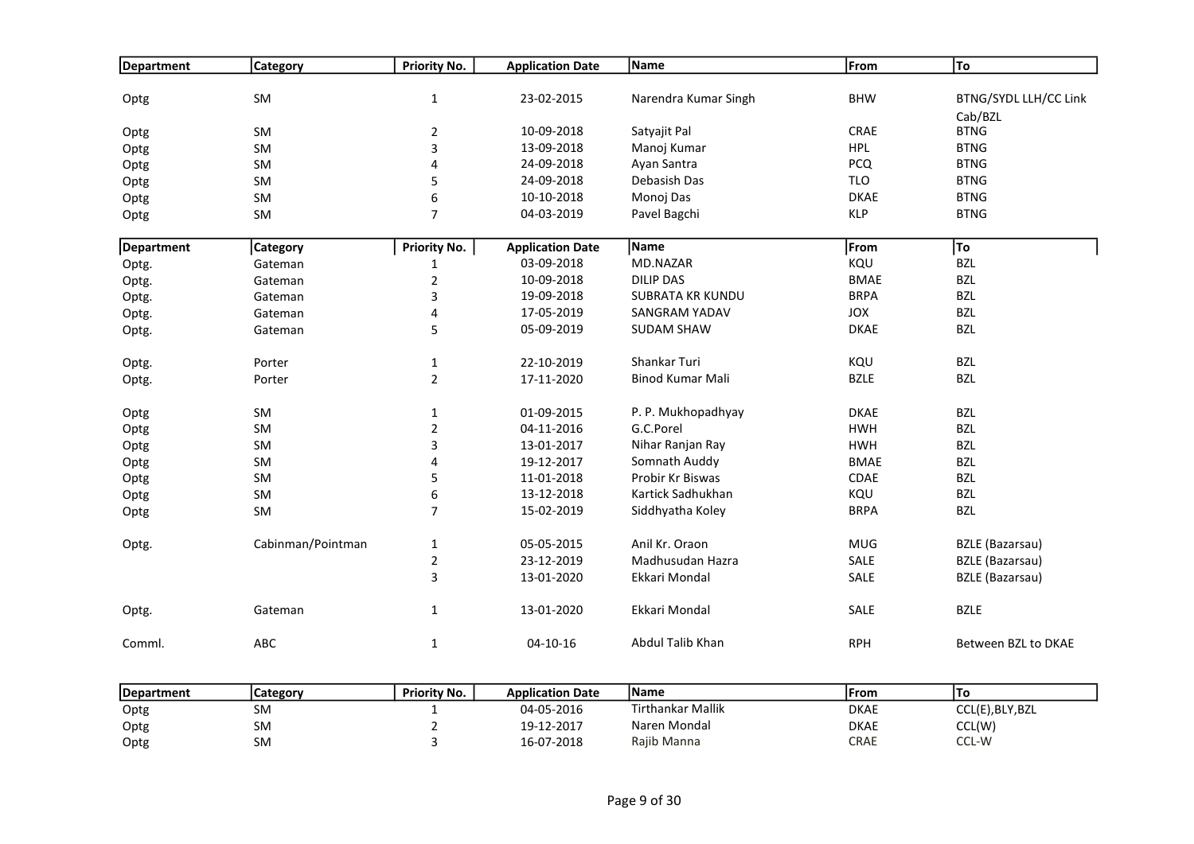| Department | Category | Priority No. | Application Date | Name | From | To |
|---|---|---|---|---|---|---|
| Optg | SM | 1 | 23-02-2015 | Narendra Kumar Singh | BHW | BTNG/SYDL LLH/CC Link Cab/BZL |
| Optg | SM | 2 | 10-09-2018 | Satyajit Pal | CRAE | BTNG |
| Optg | SM | 3 | 13-09-2018 | Manoj Kumar | HPL | BTNG |
| Optg | SM | 4 | 24-09-2018 | Ayan Santra | PCQ | BTNG |
| Optg | SM | 5 | 24-09-2018 | Debasish Das | TLO | BTNG |
| Optg | SM | 6 | 10-10-2018 | Monoj Das | DKAE | BTNG |
| Optg | SM | 7 | 04-03-2019 | Pavel Bagchi | KLP | BTNG |

| Department | Category | Priority No. | Application Date | Name | From | To |
|---|---|---|---|---|---|---|
| Optg. | Gateman | 1 | 03-09-2018 | MD.NAZAR | KQU | BZL |
| Optg. | Gateman | 2 | 10-09-2018 | DILIP DAS | BMAE | BZL |
| Optg. | Gateman | 3 | 19-09-2018 | SUBRATA KR KUNDU | BRPA | BZL |
| Optg. | Gateman | 4 | 17-05-2019 | SANGRAM YADAV | JOX | BZL |
| Optg. | Gateman | 5 | 05-09-2019 | SUDAM SHAW | DKAE | BZL |
| | | | | | | |
| Optg. | Porter | 1 | 22-10-2019 | Shankar Turi | KQU | BZL |
| Optg. | Porter | 2 | 17-11-2020 | Binod Kumar Mali | BZLE | BZL |
| | | | | | | |
| Optg | SM | 1 | 01-09-2015 | P. P. Mukhopadhyay | DKAE | BZL |
| Optg | SM | 2 | 04-11-2016 | G.C.Porel | HWH | BZL |
| Optg | SM | 3 | 13-01-2017 | Nihar Ranjan Ray | HWH | BZL |
| Optg | SM | 4 | 19-12-2017 | Somnath Auddy | BMAE | BZL |
| Optg | SM | 5 | 11-01-2018 | Probir Kr Biswas | CDAE | BZL |
| Optg | SM | 6 | 13-12-2018 | Kartick Sadhukhan | KQU | BZL |
| Optg | SM | 7 | 15-02-2019 | Siddhyatha Koley | BRPA | BZL |
| | | | | | | |
| Optg. | Cabinman/Pointman | 1 | 05-05-2015 | Anil Kr. Oraon | MUG | BZLE (Bazarsau) |
| | | 2 | 23-12-2019 | Madhusudan Hazra | SALE | BZLE (Bazarsau) |
| | | 3 | 13-01-2020 | Ekkari Mondal | SALE | BZLE (Bazarsau) |
| | | | | | | |
| Optg. | Gateman | 1 | 13-01-2020 | Ekkari Mondal | SALE | BZLE |
| | | | | | | |
| Comml. | ABC | 1 | 04-10-16 | Abdul Talib Khan | RPH | Between BZL to DKAE |

| Department | Category | Priority No. | Application Date | Name | From | To |
|---|---|---|---|---|---|---|
| Optg | SM | 1 | 04-05-2016 | Tirthankar Mallik | DKAE | CCL(E),BLY,BZL |
| Optg | SM | 2 | 19-12-2017 | Naren Mondal | DKAE | CCL(W) |
| Optg | SM | 3 | 16-07-2018 | Rajib Manna | CRAE | CCL-W |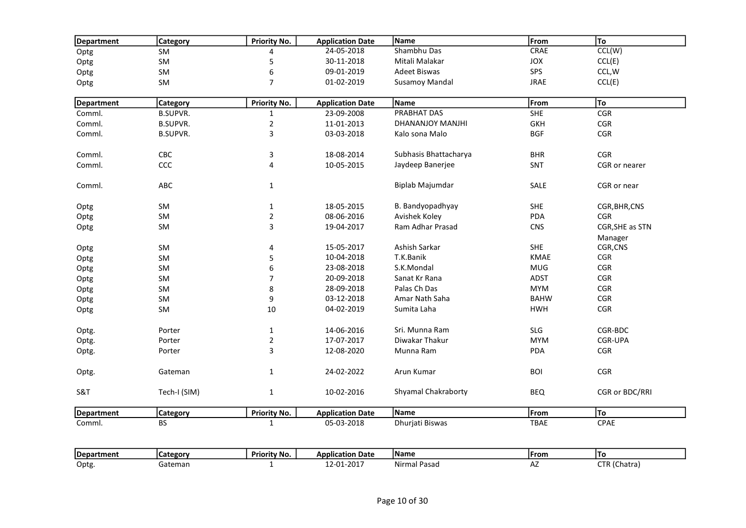| Department | Category | Priority No. | Application Date | Name | From | To |
|---|---|---|---|---|---|---|
| Optg | SM | 4 | 24-05-2018 | Shambhu Das | CRAE | CCL(W) |
| Optg | SM | 5 | 30-11-2018 | Mitali Malakar | JOX | CCL(E) |
| Optg | SM | 6 | 09-01-2019 | Adeet Biswas | SPS | CCL,W |
| Optg | SM | 7 | 01-02-2019 | Susamoy Mandal | JRAE | CCL(E) |

| Department | Category | Priority No. | Application Date | Name | From | To |
|---|---|---|---|---|---|---|
| Comml. | B.SUPVR. | 1 | 23-09-2008 | PRABHAT DAS | SHE | CGR |
| Comml. | B.SUPVR. | 2 | 11-01-2013 | DHANANJOY MANJHI | GKH | CGR |
| Comml. | B.SUPVR. | 3 | 03-03-2018 | Kalo sona Malo | BGF | CGR |
| Comml. | CBC | 3 | 18-08-2014 | Subhasis Bhattacharya | BHR | CGR |
| Comml. | CCC | 4 | 10-05-2015 | Jaydeep Banerjee | SNT | CGR or nearer |
| Comml. | ABC | 1 | | Biplab Majumdar | SALE | CGR or near |
| Optg | SM | 1 | 18-05-2015 | B. Bandyopadhyay | SHE | CGR,BHR,CNS |
| Optg | SM | 2 | 08-06-2016 | Avishek Koley | PDA | CGR |
| Optg | SM | 3 | 19-04-2017 | Ram Adhar Prasad | CNS | CGR,SHE as STN Manager |
| Optg | SM | 4 | 15-05-2017 | Ashish Sarkar | SHE | CGR,CNS |
| Optg | SM | 5 | 10-04-2018 | T.K.Banik | KMAE | CGR |
| Optg | SM | 6 | 23-08-2018 | S.K.Mondal | MUG | CGR |
| Optg | SM | 7 | 20-09-2018 | Sanat Kr Rana | ADST | CGR |
| Optg | SM | 8 | 28-09-2018 | Palas Ch Das | MYM | CGR |
| Optg | SM | 9 | 03-12-2018 | Amar Nath Saha | BAHW | CGR |
| Optg | SM | 10 | 04-02-2019 | Sumita Laha | HWH | CGR |
| Optg. | Porter | 1 | 14-06-2016 | Sri. Munna Ram | SLG | CGR-BDC |
| Optg. | Porter | 2 | 17-07-2017 | Diwakar Thakur | MYM | CGR-UPA |
| Optg. | Porter | 3 | 12-08-2020 | Munna Ram | PDA | CGR |
| Optg. | Gateman | 1 | 24-02-2022 | Arun Kumar | BOI | CGR |
| S&T | Tech-I (SIM) | 1 | 10-02-2016 | Shyamal Chakraborty | BEQ | CGR or BDC/RRI |

| Department | Category | Priority No. | Application Date | Name | From | To |
|---|---|---|---|---|---|---|
| Comml. | BS | 1 | 05-03-2018 | Dhurjati Biswas | TBAE | CPAE |

| Department | Category | Priority No. | Application Date | Name | From | To |
|---|---|---|---|---|---|---|
| Optg. | Gateman | 1 | 12-01-2017 | Nirmal Pasad | AZ | CTR (Chatra) |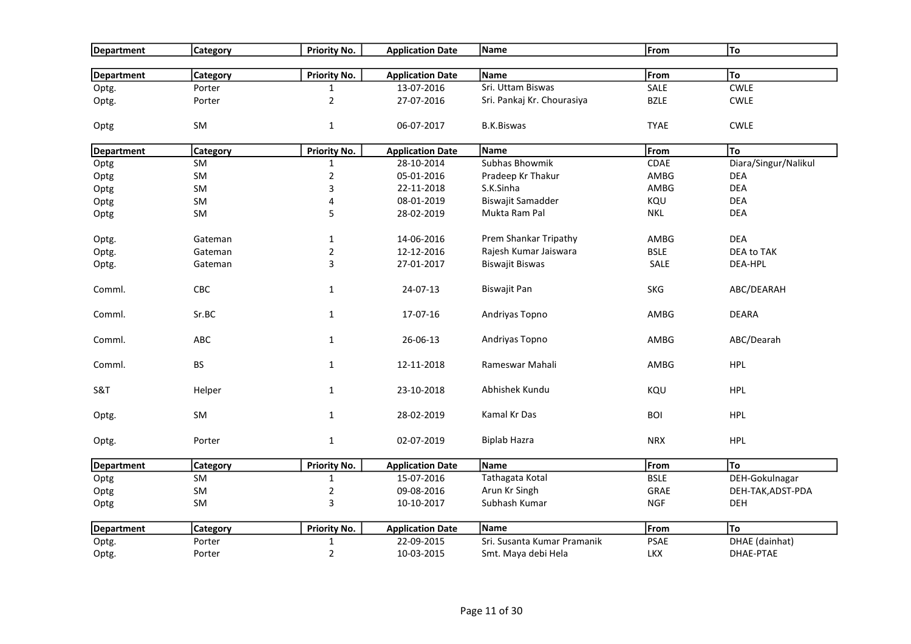| Department | Category | Priority No. | Application Date | Name | From | To |
|---|---|---|---|---|---|---|

| Department | Category | Priority No. | Application Date | Name | From | To |
|---|---|---|---|---|---|---|
| Optg. | Porter | 1 | 13-07-2016 | Sri. Uttam Biswas | SALE | CWLE |
| Optg. | Porter | 2 | 27-07-2016 | Sri. Pankaj Kr. Chourasiya | BZLE | CWLE |
| Optg | SM | 1 | 06-07-2017 | B.K.Biswas | TYAE | CWLE |

| Department | Category | Priority No. | Application Date | Name | From | To |
|---|---|---|---|---|---|---|
| Optg | SM | 1 | 28-10-2014 | Subhas Bhowmik | CDAE | Diara/Singur/Nalikul |
| Optg | SM | 2 | 05-01-2016 | Pradeep Kr Thakur | AMBG | DEA |
| Optg | SM | 3 | 22-11-2018 | S.K.Sinha | AMBG | DEA |
| Optg | SM | 4 | 08-01-2019 | Biswajit Samadder | KQU | DEA |
| Optg | SM | 5 | 28-02-2019 | Mukta Ram Pal | NKL | DEA |
| Optg. | Gateman | 1 | 14-06-2016 | Prem Shankar Tripathy | AMBG | DEA |
| Optg. | Gateman | 2 | 12-12-2016 | Rajesh Kumar Jaiswara | BSLE | DEA to TAK |
| Optg. | Gateman | 3 | 27-01-2017 | Biswajit Biswas | SALE | DEA-HPL |
| Comml. | CBC | 1 | 24-07-13 | Biswajit Pan | SKG | ABC/DEARAH |
| Comml. | Sr.BC | 1 | 17-07-16 | Andriyas Topno | AMBG | DEARA |
| Comml. | ABC | 1 | 26-06-13 | Andriyas Topno | AMBG | ABC/Dearah |
| Comml. | BS | 1 | 12-11-2018 | Rameswar Mahali | AMBG | HPL |
| S&T | Helper | 1 | 23-10-2018 | Abhishek Kundu | KQU | HPL |
| Optg. | SM | 1 | 28-02-2019 | Kamal Kr Das | BOI | HPL |
| Optg. | Porter | 1 | 02-07-2019 | Biplab Hazra | NRX | HPL |

| Department | Category | Priority No. | Application Date | Name | From | To |
|---|---|---|---|---|---|---|
| Optg | SM | 1 | 15-07-2016 | Tathagata Kotal | BSLE | DEH-Gokulnagar |
| Optg | SM | 2 | 09-08-2016 | Arun Kr Singh | GRAE | DEH-TAK,ADST-PDA |
| Optg | SM | 3 | 10-10-2017 | Subhash Kumar | NGF | DEH |

| Department | Category | Priority No. | Application Date | Name | From | To |
|---|---|---|---|---|---|---|
| Optg. | Porter | 1 | 22-09-2015 | Sri. Susanta Kumar Pramanik | PSAE | DHAE (dainhat) |
| Optg. | Porter | 2 | 10-03-2015 | Smt. Maya debi Hela | LKX | DHAE-PTAE |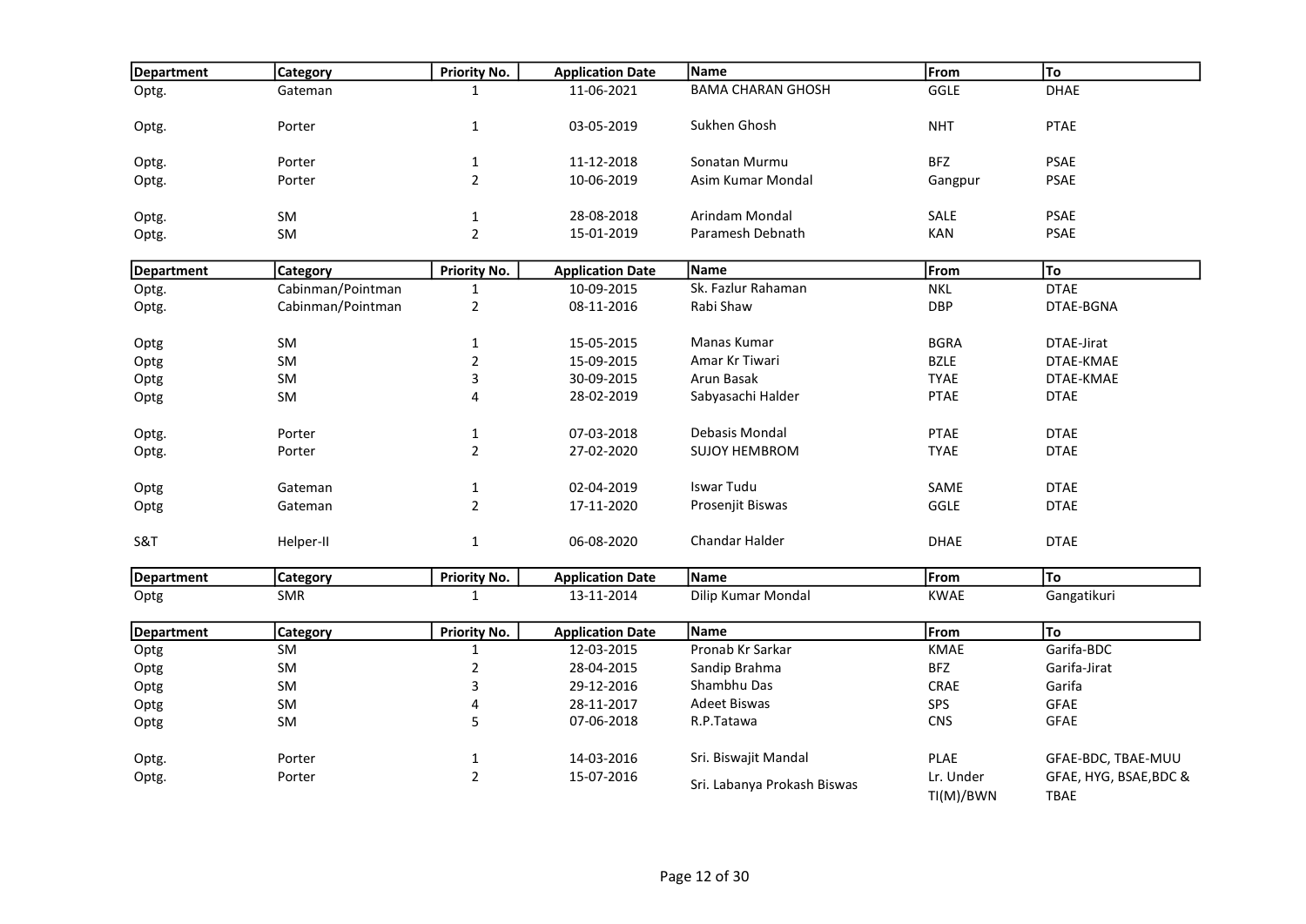| Department | Category | Priority No. | Application Date | Name | From | To |
|---|---|---|---|---|---|---|
| Optg. | Gateman | 1 | 11-06-2021 | BAMA CHARAN GHOSH | GGLE | DHAE |
| Optg. | Porter | 1 | 03-05-2019 | Sukhen Ghosh | NHT | PTAE |
| Optg. | Porter | 1 | 11-12-2018 | Sonatan Murmu | BFZ | PSAE |
| Optg. | Porter | 2 | 10-06-2019 | Asim Kumar Mondal | Gangpur | PSAE |
| Optg. | SM | 1 | 28-08-2018 | Arindam Mondal | SALE | PSAE |
| Optg. | SM | 2 | 15-01-2019 | Paramesh Debnath | KAN | PSAE |

| Department | Category | Priority No. | Application Date | Name | From | To |
|---|---|---|---|---|---|---|
| Optg. | Cabinman/Pointman | 1 | 10-09-2015 | Sk. Fazlur Rahaman | NKL | DTAE |
| Optg. | Cabinman/Pointman | 2 | 08-11-2016 | Rabi Shaw | DBP | DTAE-BGNA |
| Optg | SM | 1 | 15-05-2015 | Manas Kumar | BGRA | DTAE-Jirat |
| Optg | SM | 2 | 15-09-2015 | Amar Kr Tiwari | BZLE | DTAE-KMAE |
| Optg | SM | 3 | 30-09-2015 | Arun Basak | TYAE | DTAE-KMAE |
| Optg | SM | 4 | 28-02-2019 | Sabyasachi Halder | PTAE | DTAE |
| Optg. | Porter | 1 | 07-03-2018 | Debasis Mondal | PTAE | DTAE |
| Optg. | Porter | 2 | 27-02-2020 | SUJOY HEMBROM | TYAE | DTAE |
| Optg | Gateman | 1 | 02-04-2019 | Iswar Tudu | SAME | DTAE |
| Optg | Gateman | 2 | 17-11-2020 | Prosenjit Biswas | GGLE | DTAE |
| S&T | Helper-II | 1 | 06-08-2020 | Chandar Halder | DHAE | DTAE |

| Department | Category | Priority No. | Application Date | Name | From | To |
|---|---|---|---|---|---|---|
| Optg | SMR | 1 | 13-11-2014 | Dilip Kumar Mondal | KWAE | Gangatikuri |

| Department | Category | Priority No. | Application Date | Name | From | To |
|---|---|---|---|---|---|---|
| Optg | SM | 1 | 12-03-2015 | Pronab Kr Sarkar | KMAE | Garifa-BDC |
| Optg | SM | 2 | 28-04-2015 | Sandip Brahma | BFZ | Garifa-Jirat |
| Optg | SM | 3 | 29-12-2016 | Shambhu Das | CRAE | Garifa |
| Optg | SM | 4 | 28-11-2017 | Adeet Biswas | SPS | GFAE |
| Optg | SM | 5 | 07-06-2018 | R.P.Tatawa | CNS | GFAE |
| Optg. | Porter | 1 | 14-03-2016 | Sri. Biswajit Mandal | PLAE | GFAE-BDC, TBAE-MUU |
| Optg. | Porter | 2 | 15-07-2016 | Sri. Labanya Prokash Biswas | Lr. Under TI(M)/BWN | GFAE, HYG, BSAE,BDC & TBAE |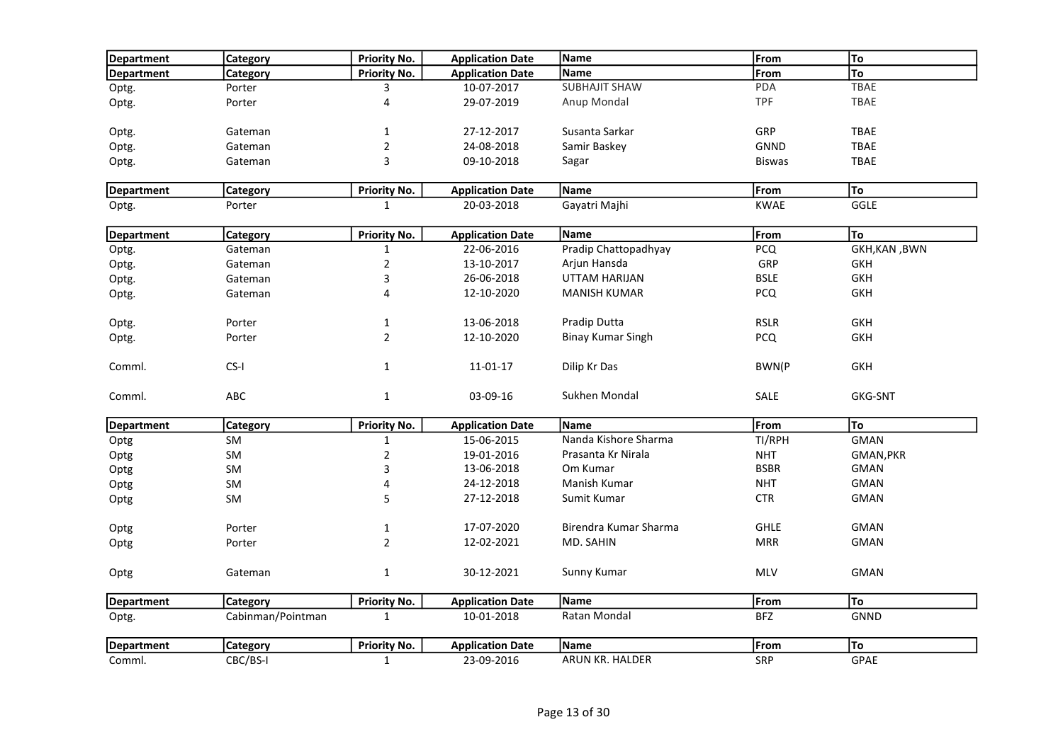| Department | Category | Priority No. | Application Date | Name | From | To |
|---|---|---|---|---|---|---|
| Department | Category | Priority No. | Application Date | Name | From | To |
| Optg. | Porter | 3 | 10-07-2017 | SUBHAJIT SHAW | PDA | TBAE |
| Optg. | Porter | 4 | 29-07-2019 | Anup Mondal | TPF | TBAE |
| Optg. | Gateman | 1 | 27-12-2017 | Susanta Sarkar | GRP | TBAE |
| Optg. | Gateman | 2 | 24-08-2018 | Samir Baskey | GNND | TBAE |
| Optg. | Gateman | 3 | 09-10-2018 | Sagar | Biswas | TBAE |

| Department | Category | Priority No. | Application Date | Name | From | To |
|---|---|---|---|---|---|---|
| Optg. | Porter | 1 | 20-03-2018 | Gayatri Majhi | KWAE | GGLE |

| Department | Category | Priority No. | Application Date | Name | From | To |
|---|---|---|---|---|---|---|
| Optg. | Gateman | 1 | 22-06-2016 | Pradip Chattopadhyay | PCQ | GKH,KAN ,BWN |
| Optg. | Gateman | 2 | 13-10-2017 | Arjun Hansda | GRP | GKH |
| Optg. | Gateman | 3 | 26-06-2018 | UTTAM HARIJAN | BSLE | GKH |
| Optg. | Gateman | 4 | 12-10-2020 | MANISH KUMAR | PCQ | GKH |
| Optg. | Porter | 1 | 13-06-2018 | Pradip Dutta | RSLR | GKH |
| Optg. | Porter | 2 | 12-10-2020 | Binay Kumar Singh | PCQ | GKH |
| Comml. | CS-I | 1 | 11-01-17 | Dilip Kr Das | BWN(P | GKH |
| Comml. | ABC | 1 | 03-09-16 | Sukhen Mondal | SALE | GKG-SNT |

| Department | Category | Priority No. | Application Date | Name | From | To |
|---|---|---|---|---|---|---|
| Optg | SM | 1 | 15-06-2015 | Nanda Kishore Sharma | TI/RPH | GMAN |
| Optg | SM | 2 | 19-01-2016 | Prasanta Kr Nirala | NHT | GMAN,PKR |
| Optg | SM | 3 | 13-06-2018 | Om Kumar | BSBR | GMAN |
| Optg | SM | 4 | 24-12-2018 | Manish Kumar | NHT | GMAN |
| Optg | SM | 5 | 27-12-2018 | Sumit Kumar | CTR | GMAN |
| Optg | Porter | 1 | 17-07-2020 | Birendra Kumar Sharma | GHLE | GMAN |
| Optg | Porter | 2 | 12-02-2021 | MD. SAHIN | MRR | GMAN |
| Optg | Gateman | 1 | 30-12-2021 | Sunny Kumar | MLV | GMAN |

| Department | Category | Priority No. | Application Date | Name | From | To |
|---|---|---|---|---|---|---|
| Optg. | Cabinman/Pointman | 1 | 10-01-2018 | Ratan Mondal | BFZ | GNND |

| Department | Category | Priority No. | Application Date | Name | From | To |
|---|---|---|---|---|---|---|
| Comml. | CBC/BS-I | 1 | 23-09-2016 | ARUN KR. HALDER | SRP | GPAE |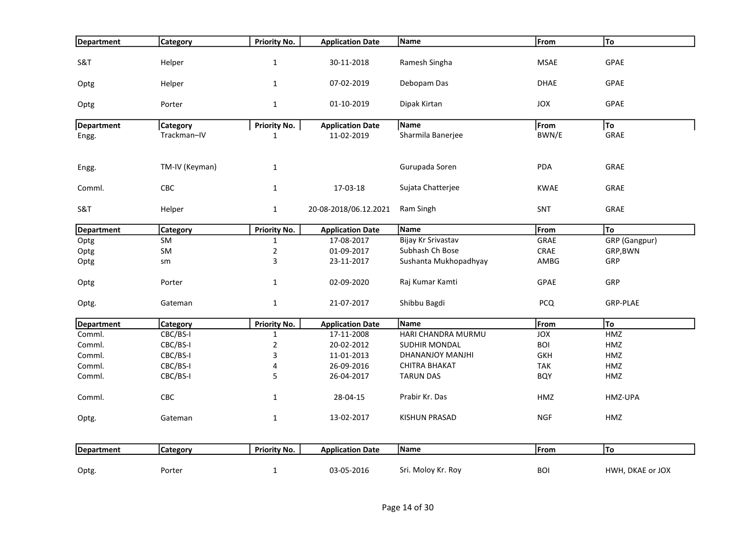| Department | Category | Priority No. | Application Date | Name | From | To |
|---|---|---|---|---|---|---|
| S&T | Helper | 1 | 30-11-2018 | Ramesh Singha | MSAE | GPAE |
| Optg | Helper | 1 | 07-02-2019 | Debopam Das | DHAE | GPAE |
| Optg | Porter | 1 | 01-10-2019 | Dipak Kirtan | JOX | GPAE |

| Department | Category | Priority No. | Application Date | Name | From | To |
|---|---|---|---|---|---|---|
| Engg. | Trackman–IV | 1 | 11-02-2019 | Sharmila Banerjee | BWN/E | GRAE |
| Engg. | TM-IV (Keyman) | 1 | | Gurupada Soren | PDA | GRAE |
| Comml. | CBC | 1 | 17-03-18 | Sujata Chatterjee | KWAE | GRAE |
| S&T | Helper | 1 | 20-08-2018/06.12.2021 | Ram Singh | SNT | GRAE |

| Department | Category | Priority No. | Application Date | Name | From | To |
|---|---|---|---|---|---|---|
| Optg | SM | 1 | 17-08-2017 | Bijay Kr Srivastav | GRAE | GRP (Gangpur) |
| Optg | SM | 2 | 01-09-2017 | Subhash Ch Bose | CRAE | GRP,BWN |
| Optg | sm | 3 | 23-11-2017 | Sushanta Mukhopadhyay | AMBG | GRP |
| Optg | Porter | 1 | 02-09-2020 | Raj Kumar Kamti | GPAE | GRP |
| Optg. | Gateman | 1 | 21-07-2017 | Shibbu Bagdi | PCQ | GRP-PLAE |

| Department | Category | Priority No. | Application Date | Name | From | To |
|---|---|---|---|---|---|---|
| Comml. | CBC/BS-I | 1 | 17-11-2008 | HARI CHANDRA MURMU | JOX | HMZ |
| Comml. | CBC/BS-I | 2 | 20-02-2012 | SUDHIR MONDAL | BOI | HMZ |
| Comml. | CBC/BS-I | 3 | 11-01-2013 | DHANANJOY MANJHI | GKH | HMZ |
| Comml. | CBC/BS-I | 4 | 26-09-2016 | CHITRA BHAKAT | TAK | HMZ |
| Comml. | CBC/BS-I | 5 | 26-04-2017 | TARUN DAS | BQY | HMZ |
| Comml. | CBC | 1 | 28-04-15 | Prabir Kr. Das | HMZ | HMZ-UPA |
| Optg. | Gateman | 1 | 13-02-2017 | KISHUN PRASAD | NGF | HMZ |

| Department | Category | Priority No. | Application Date | Name | From | To |
|---|---|---|---|---|---|---|
| Optg. | Porter | 1 | 03-05-2016 | Sri. Moloy Kr. Roy | BOI | HWH, DKAE or JOX |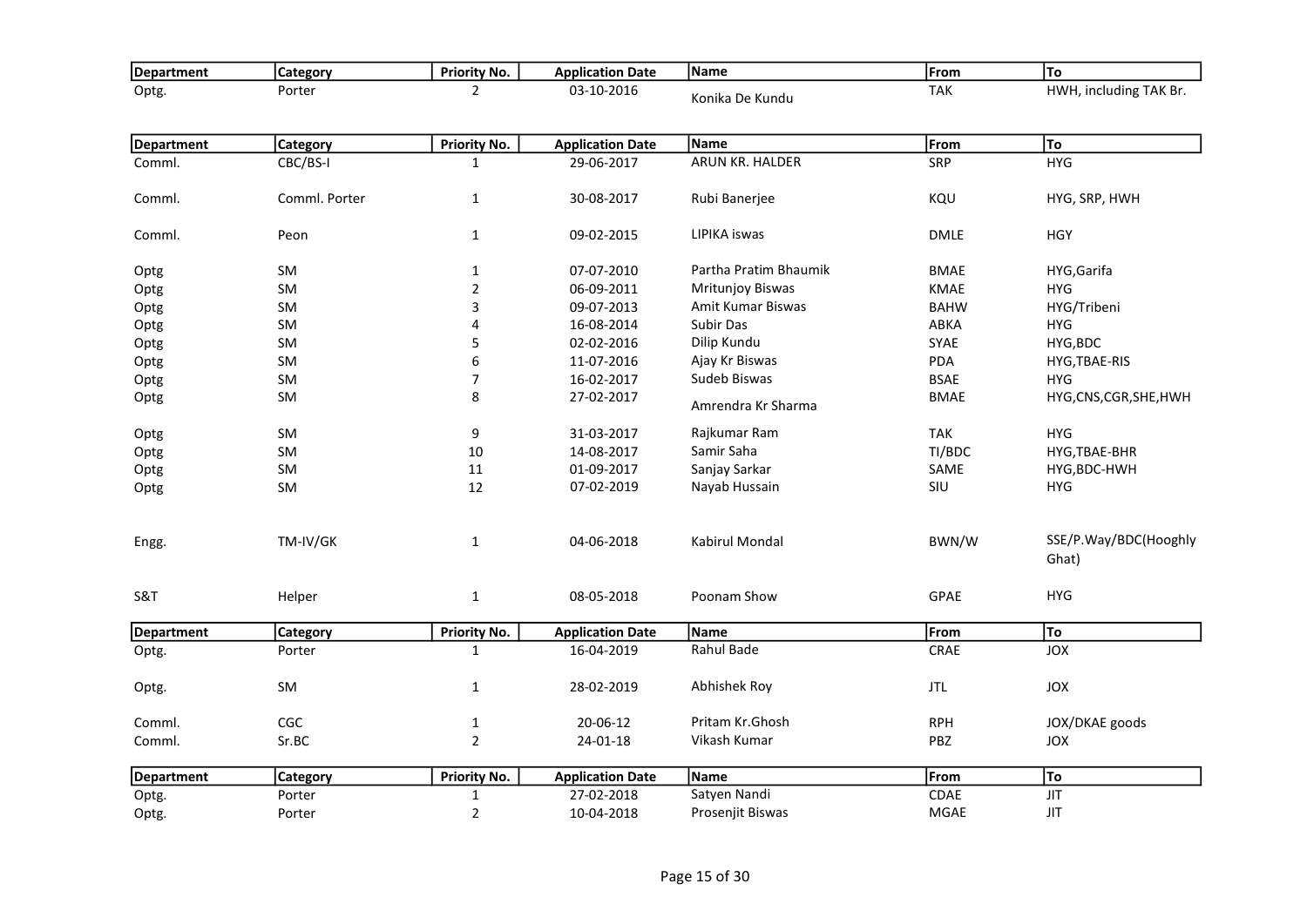| Department | Category | Priority No. | Application Date | Name | From | To |
|---|---|---|---|---|---|---|
| Optg. | Porter | 2 | 03-10-2016 | Konika De Kundu | TAK | HWH, including TAK Br. |

| Department | Category | Priority No. | Application Date | Name | From | To |
|---|---|---|---|---|---|---|
| Comml. | CBC/BS-I | 1 | 29-06-2017 | ARUN KR. HALDER | SRP | HYG |
| Comml. | Comml. Porter | 1 | 30-08-2017 | Rubi Banerjee | KQU | HYG, SRP, HWH |
| Comml. | Peon | 1 | 09-02-2015 | LIPIKA iswas | DMLE | HGY |
| Optg | SM | 1 | 07-07-2010 | Partha Pratim Bhaumik | BMAE | HYG,Garifa |
| Optg | SM | 2 | 06-09-2011 | Mritunjoy Biswas | KMAE | HYG |
| Optg | SM | 3 | 09-07-2013 | Amit Kumar Biswas | BAHW | HYG/Tribeni |
| Optg | SM | 4 | 16-08-2014 | Subir Das | ABKA | HYG |
| Optg | SM | 5 | 02-02-2016 | Dilip Kundu | SYAE | HYG,BDC |
| Optg | SM | 6 | 11-07-2016 | Ajay Kr Biswas | PDA | HYG,TBAE-RIS |
| Optg | SM | 7 | 16-02-2017 | Sudeb Biswas | BSAE | HYG |
| Optg | SM | 8 | 27-02-2017 | Amrendra Kr Sharma | BMAE | HYG,CNS,CGR,SHE,HWH |
| Optg | SM | 9 | 31-03-2017 | Rajkumar Ram | TAK | HYG |
| Optg | SM | 10 | 14-08-2017 | Samir Saha | TI/BDC | HYG,TBAE-BHR |
| Optg | SM | 11 | 01-09-2017 | Sanjay Sarkar | SAME | HYG,BDC-HWH |
| Optg | SM | 12 | 07-02-2019 | Nayab Hussain | SIU | HYG |
| Engg. | TM-IV/GK | 1 | 04-06-2018 | Kabirul Mondal | BWN/W | SSE/P.Way/BDC(Hooghly Ghat) |
| S&T | Helper | 1 | 08-05-2018 | Poonam Show | GPAE | HYG |

| Department | Category | Priority No. | Application Date | Name | From | To |
|---|---|---|---|---|---|---|
| Optg. | Porter | 1 | 16-04-2019 | Rahul Bade | CRAE | JOX |
| Optg. | SM | 1 | 28-02-2019 | Abhishek Roy | JTL | JOX |
| Comml. | CGC | 1 | 20-06-12 | Pritam Kr.Ghosh | RPH | JOX/DKAE goods |
| Comml. | Sr.BC | 2 | 24-01-18 | Vikash Kumar | PBZ | JOX |

| Department | Category | Priority No. | Application Date | Name | From | To |
|---|---|---|---|---|---|---|
| Optg. | Porter | 1 | 27-02-2018 | Satyen Nandi | CDAE | JIT |
| Optg. | Porter | 2 | 10-04-2018 | Prosenjit Biswas | MGAE | JIT |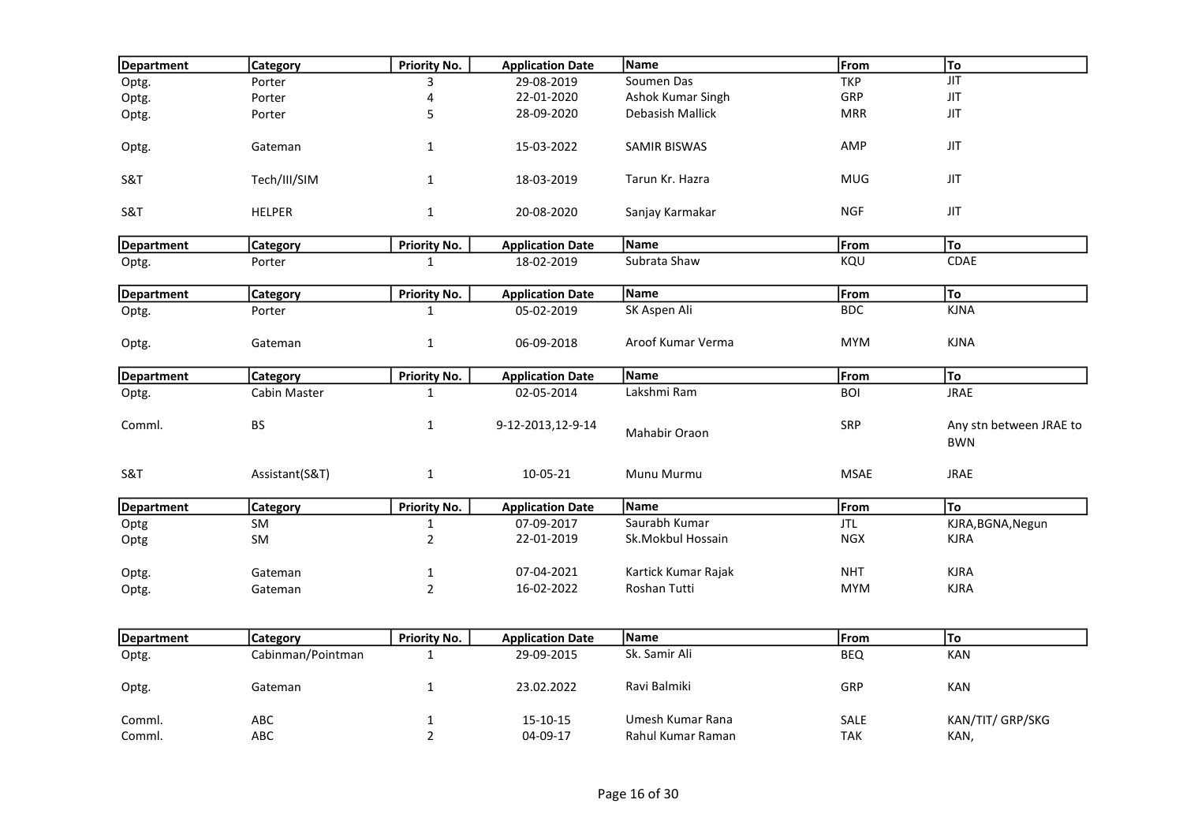| Department | Category | Priority No. | Application Date | Name | From | To |
|---|---|---|---|---|---|---|
| Optg. | Porter | 3 | 29-08-2019 | Soumen Das | TKP | JIT |
| Optg. | Porter | 4 | 22-01-2020 | Ashok Kumar Singh | GRP | JIT |
| Optg. | Porter | 5 | 28-09-2020 | Debasish Mallick | MRR | JIT |
| Optg. | Gateman | 1 | 15-03-2022 | SAMIR BISWAS | AMP | JIT |
| S&T | Tech/III/SIM | 1 | 18-03-2019 | Tarun Kr. Hazra | MUG | JIT |
| S&T | HELPER | 1 | 20-08-2020 | Sanjay Karmakar | NGF | JIT |

| Department | Category | Priority No. | Application Date | Name | From | To |
|---|---|---|---|---|---|---|
| Optg. | Porter | 1 | 18-02-2019 | Subrata Shaw | KQU | CDAE |

| Department | Category | Priority No. | Application Date | Name | From | To |
|---|---|---|---|---|---|---|
| Optg. | Porter | 1 | 05-02-2019 | SK Aspen Ali | BDC | KJNA |
| Optg. | Gateman | 1 | 06-09-2018 | Aroof Kumar Verma | MYM | KJNA |

| Department | Category | Priority No. | Application Date | Name | From | To |
|---|---|---|---|---|---|---|
| Optg. | Cabin Master | 1 | 02-05-2014 | Lakshmi Ram | BOI | JRAE |
| Comml. | BS | 1 | 9-12-2013,12-9-14 | Mahabir Oraon | SRP | Any stn between JRAE to BWN |
| S&T | Assistant(S&T) | 1 | 10-05-21 | Munu Murmu | MSAE | JRAE |

| Department | Category | Priority No. | Application Date | Name | From | To |
|---|---|---|---|---|---|---|
| Optg | SM | 1 | 07-09-2017 | Saurabh Kumar | JTL | KJRA,BGNA,Negun |
| Optg | SM | 2 | 22-01-2019 | Sk.Mokbul Hossain | NGX | KJRA |
| Optg. | Gateman | 1 | 07-04-2021 | Kartick Kumar Rajak | NHT | KJRA |
| Optg. | Gateman | 2 | 16-02-2022 | Roshan Tutti | MYM | KJRA |

| Department | Category | Priority No. | Application Date | Name | From | To |
|---|---|---|---|---|---|---|
| Optg. | Cabinman/Pointman | 1 | 29-09-2015 | Sk. Samir Ali | BEQ | KAN |
| Optg. | Gateman | 1 | 23.02.2022 | Ravi Balmiki | GRP | KAN |
| Comml. | ABC | 1 | 15-10-15 | Umesh Kumar Rana | SALE | KAN/TIT/ GRP/SKG |
| Comml. | ABC | 2 | 04-09-17 | Rahul Kumar Raman | TAK | KAN, |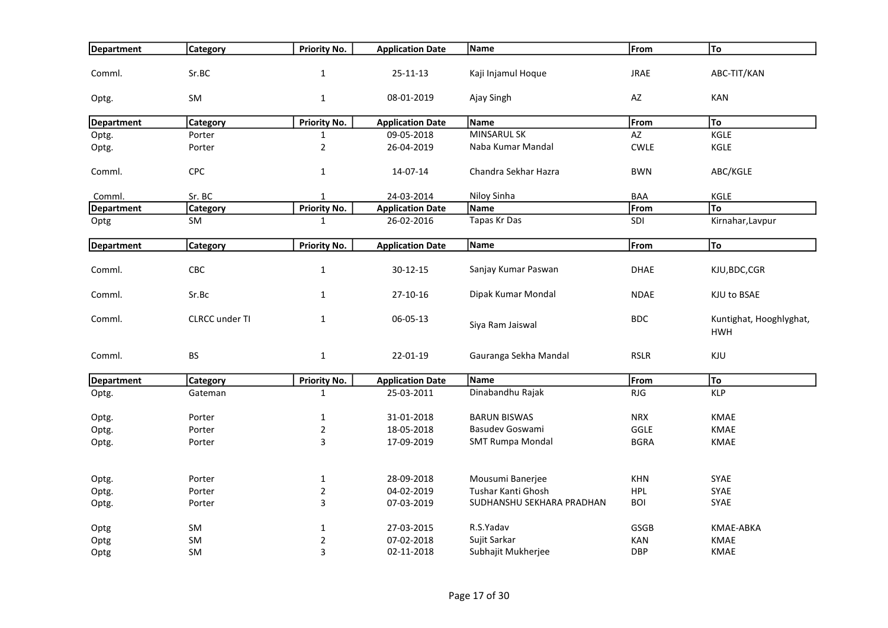| Department | Category | Priority No. | Application Date | Name | From | To |
|---|---|---|---|---|---|---|
| Comml. | Sr.BC | 1 | 25-11-13 | Kaji Injamul Hoque | JRAE | ABC-TIT/KAN |
| Optg. | SM | 1 | 08-01-2019 | Ajay Singh | AZ | KAN |

| Department | Category | Priority No. | Application Date | Name | From | To |
|---|---|---|---|---|---|---|
| Optg. | Porter | 1 | 09-05-2018 | MINSARUL SK | AZ | KGLE |
| Optg. | Porter | 2 | 26-04-2019 | Naba Kumar Mandal | CWLE | KGLE |
| Comml. | CPC | 1 | 14-07-14 | Chandra Sekhar Hazra | BWN | ABC/KGLE |
| Comml. | Sr. BC | 1 | 24-03-2014 | Niloy Sinha | BAA | KGLE |

| Department | Category | Priority No. | Application Date | Name | From | To |
|---|---|---|---|---|---|---|
| Optg | SM | 1 | 26-02-2016 | Tapas Kr Das | SDI | Kirnahar,Lavpur |

| Department | Category | Priority No. | Application Date | Name | From | To |
|---|---|---|---|---|---|---|
| Comml. | CBC | 1 | 30-12-15 | Sanjay Kumar Paswan | DHAE | KJU,BDC,CGR |
| Comml. | Sr.Bc | 1 | 27-10-16 | Dipak Kumar Mondal | NDAE | KJU to BSAE |
| Comml. | CLRCC under TI | 1 | 06-05-13 | Siya Ram Jaiswal | BDC | Kuntighat, Hooghlyghat, HWH |
| Comml. | BS | 1 | 22-01-19 | Gauranga Sekha Mandal | RSLR | KJU |

| Department | Category | Priority No. | Application Date | Name | From | To |
|---|---|---|---|---|---|---|
| Optg. | Gateman | 1 | 25-03-2011 | Dinabandhu Rajak | RJG | KLP |
| Optg. | Porter | 1 | 31-01-2018 | BARUN BISWAS | NRX | KMAE |
| Optg. | Porter | 2 | 18-05-2018 | Basudev Goswami | GGLE | KMAE |
| Optg. | Porter | 3 | 17-09-2019 | SMT Rumpa Mondal | BGRA | KMAE |
| Optg. | Porter | 1 | 28-09-2018 | Mousumi Banerjee | KHN | SYAE |
| Optg. | Porter | 2 | 04-02-2019 | Tushar Kanti Ghosh | HPL | SYAE |
| Optg. | Porter | 3 | 07-03-2019 | SUDHANSHU SEKHARA PRADHAN | BOI | SYAE |
| Optg | SM | 1 | 27-03-2015 | R.S.Yadav | GSGB | KMAE-ABKA |
| Optg | SM | 2 | 07-02-2018 | Sujit Sarkar | KAN | KMAE |
| Optg | SM | 3 | 02-11-2018 | Subhajit Mukherjee | DBP | KMAE |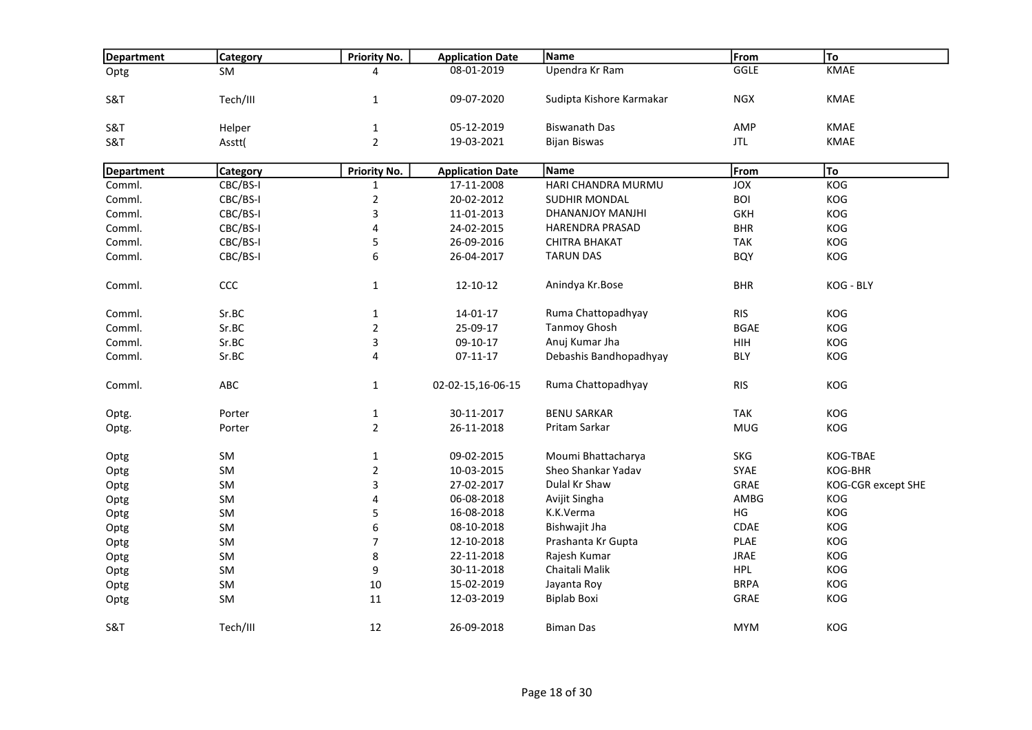| Department | Category | Priority No. | Application Date | Name | From | To |
|---|---|---|---|---|---|---|
| Optg | SM | 4 | 08-01-2019 | Upendra Kr Ram | GGLE | KMAE |
| S&T | Tech/III | 1 | 09-07-2020 | Sudipta Kishore Karmakar | NGX | KMAE |
| S&T | Helper | 1 | 05-12-2019 | Biswanath Das | AMP | KMAE |
| S&T | Asstt( | 2 | 19-03-2021 | Bijan Biswas | JTL | KMAE |

| Department | Category | Priority No. | Application Date | Name | From | To |
|---|---|---|---|---|---|---|
| Comml. | CBC/BS-I | 1 | 17-11-2008 | HARI CHANDRA MURMU | JOX | KOG |
| Comml. | CBC/BS-I | 2 | 20-02-2012 | SUDHIR MONDAL | BOI | KOG |
| Comml. | CBC/BS-I | 3 | 11-01-2013 | DHANANJOY MANJHI | GKH | KOG |
| Comml. | CBC/BS-I | 4 | 24-02-2015 | HARENDRA PRASAD | BHR | KOG |
| Comml. | CBC/BS-I | 5 | 26-09-2016 | CHITRA BHAKAT | TAK | KOG |
| Comml. | CBC/BS-I | 6 | 26-04-2017 | TARUN DAS | BQY | KOG |
| Comml. | CCC | 1 | 12-10-12 | Anindya Kr.Bose | BHR | KOG - BLY |
| Comml. | Sr.BC | 1 | 14-01-17 | Ruma Chattopadhyay | RIS | KOG |
| Comml. | Sr.BC | 2 | 25-09-17 | Tanmoy Ghosh | BGAE | KOG |
| Comml. | Sr.BC | 3 | 09-10-17 | Anuj Kumar Jha | HIH | KOG |
| Comml. | Sr.BC | 4 | 07-11-17 | Debashis Bandhopadhyay | BLY | KOG |
| Comml. | ABC | 1 | 02-02-15,16-06-15 | Ruma Chattopadhyay | RIS | KOG |
| Optg. | Porter | 1 | 30-11-2017 | BENU SARKAR | TAK | KOG |
| Optg. | Porter | 2 | 26-11-2018 | Pritam Sarkar | MUG | KOG |
| Optg | SM | 1 | 09-02-2015 | Moumi Bhattacharya | SKG | KOG-TBAE |
| Optg | SM | 2 | 10-03-2015 | Sheo Shankar Yadav | SYAE | KOG-BHR |
| Optg | SM | 3 | 27-02-2017 | Dulal Kr Shaw | GRAE | KOG-CGR except SHE |
| Optg | SM | 4 | 06-08-2018 | Avijit Singha | AMBG | KOG |
| Optg | SM | 5 | 16-08-2018 | K.K.Verma | HG | KOG |
| Optg | SM | 6 | 08-10-2018 | Bishwajit Jha | CDAE | KOG |
| Optg | SM | 7 | 12-10-2018 | Prashanta Kr Gupta | PLAE | KOG |
| Optg | SM | 8 | 22-11-2018 | Rajesh Kumar | JRAE | KOG |
| Optg | SM | 9 | 30-11-2018 | Chaitali Malik | HPL | KOG |
| Optg | SM | 10 | 15-02-2019 | Jayanta Roy | BRPA | KOG |
| Optg | SM | 11 | 12-03-2019 | Biplab Boxi | GRAE | KOG |
| S&T | Tech/III | 12 | 26-09-2018 | Biman Das | MYM | KOG |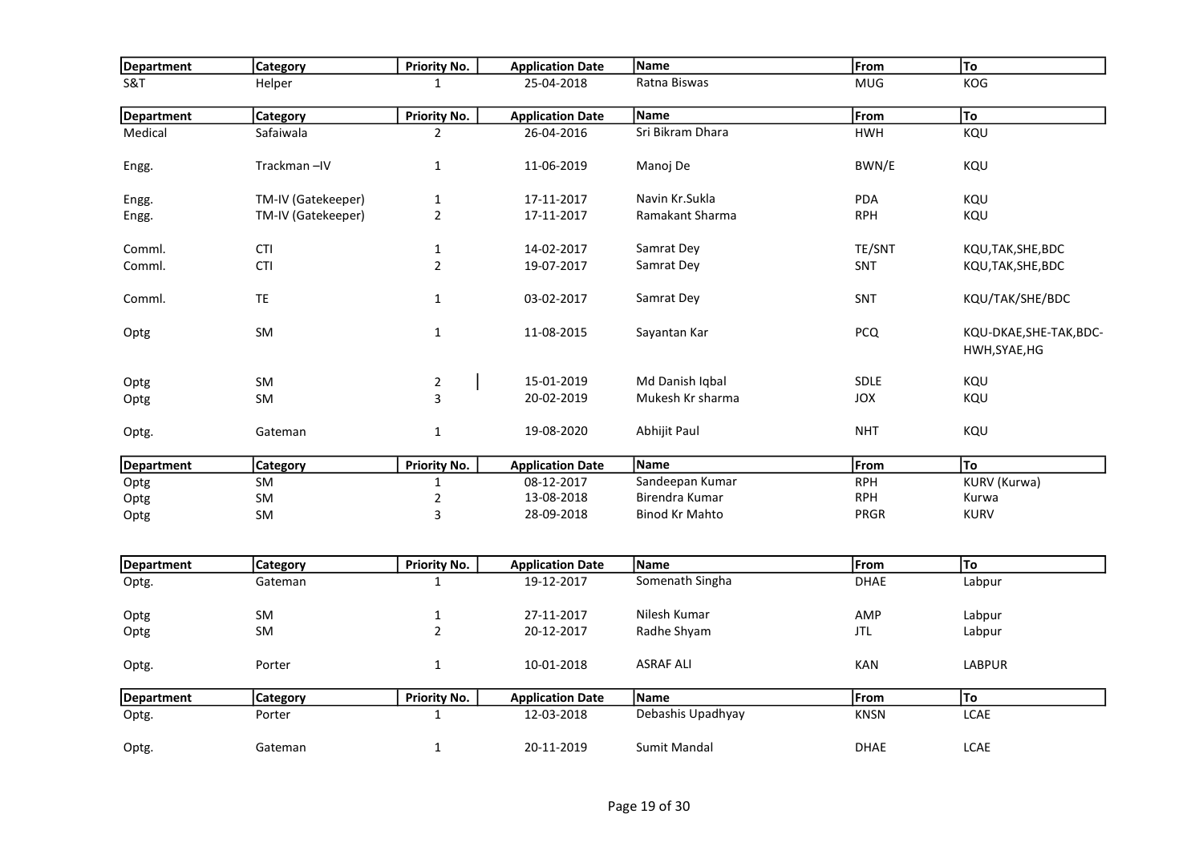| Department | Category | Priority No. | Application Date | Name | From | To |
|---|---|---|---|---|---|---|
| S&T | Helper | 1 | 25-04-2018 | Ratna Biswas | MUG | KOG |

| Department | Category | Priority No. | Application Date | Name | From | To |
|---|---|---|---|---|---|---|
| Medical | Safaiwala | 2 | 26-04-2016 | Sri Bikram Dhara | HWH | KQU |
| Engg. | Trackman –IV | 1 | 11-06-2019 | Manoj De | BWN/E | KQU |
| Engg. | TM-IV (Gatekeeper) | 1 | 17-11-2017 | Navin Kr.Sukla | PDA | KQU |
| Engg. | TM-IV (Gatekeeper) | 2 | 17-11-2017 | Ramakant Sharma | RPH | KQU |
| Comml. | CTI | 1 | 14-02-2017 | Samrat Dey | TE/SNT | KQU,TAK,SHE,BDC |
| Comml. | CTI | 2 | 19-07-2017 | Samrat Dey | SNT | KQU,TAK,SHE,BDC |
| Comml. | TE | 1 | 03-02-2017 | Samrat Dey | SNT | KQU/TAK/SHE/BDC |
| Optg | SM | 1 | 11-08-2015 | Sayantan Kar | PCQ | KQU-DKAE,SHE-TAK,BDC-HWH,SYAE,HG |
| Optg | SM | 2 | 15-01-2019 | Md Danish Iqbal | SDLE | KQU |
| Optg | SM | 3 | 20-02-2019 | Mukesh Kr sharma | JOX | KQU |
| Optg. | Gateman | 1 | 19-08-2020 | Abhijit Paul | NHT | KQU |

| Department | Category | Priority No. | Application Date | Name | From | To |
|---|---|---|---|---|---|---|
| Optg | SM | 1 | 08-12-2017 | Sandeepan Kumar | RPH | KURV (Kurwa) |
| Optg | SM | 2 | 13-08-2018 | Birendra Kumar | RPH | Kurwa |
| Optg | SM | 3 | 28-09-2018 | Binod Kr Mahto | PRGR | KURV |

| Department | Category | Priority No. | Application Date | Name | From | To |
|---|---|---|---|---|---|---|
| Optg. | Gateman | 1 | 19-12-2017 | Somenath Singha | DHAE | Labpur |
| Optg | SM | 1 | 27-11-2017 | Nilesh Kumar | AMP | Labpur |
| Optg | SM | 2 | 20-12-2017 | Radhe Shyam | JTL | Labpur |
| Optg. | Porter | 1 | 10-01-2018 | ASRAF ALI | KAN | LABPUR |

| Department | Category | Priority No. | Application Date | Name | From | To |
|---|---|---|---|---|---|---|
| Optg. | Porter | 1 | 12-03-2018 | Debashis Upadhyay | KNSN | LCAE |
| Optg. | Gateman | 1 | 20-11-2019 | Sumit Mandal | DHAE | LCAE |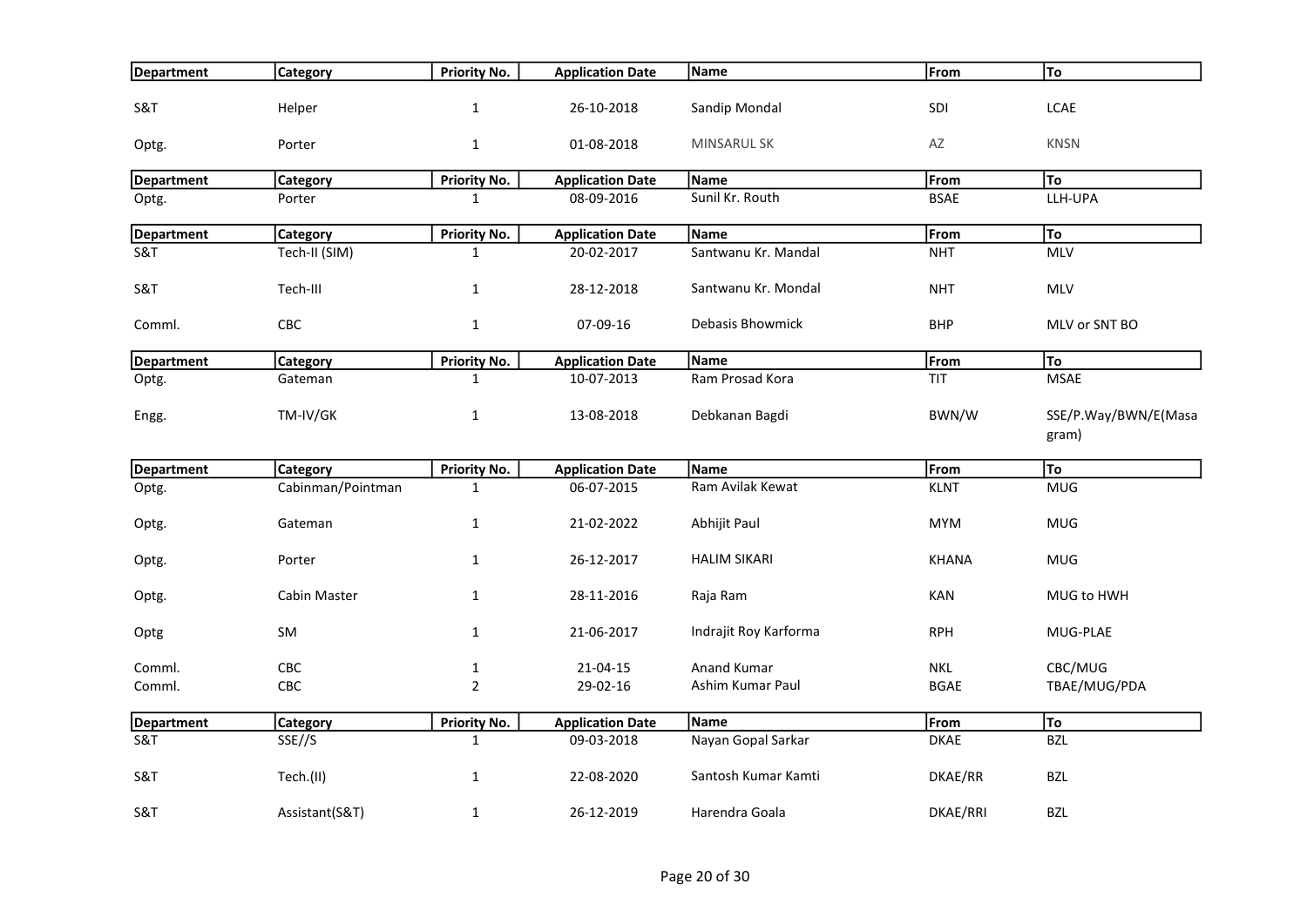| Department | Category | Priority No. | Application Date | Name | From | To |
|---|---|---|---|---|---|---|
| S&T | Helper | 1 | 26-10-2018 | Sandip Mondal | SDI | LCAE |
| Optg. | Porter | 1 | 01-08-2018 | MINSARUL SK | AZ | KNSN |

| Department | Category | Priority No. | Application Date | Name | From | To |
|---|---|---|---|---|---|---|
| Optg. | Porter | 1 | 08-09-2016 | Sunil Kr. Routh | BSAE | LLH-UPA |

| Department | Category | Priority No. | Application Date | Name | From | To |
|---|---|---|---|---|---|---|
| S&T | Tech-II (SIM) | 1 | 20-02-2017 | Santwanu Kr. Mandal | NHT | MLV |
| S&T | Tech-III | 1 | 28-12-2018 | Santwanu Kr. Mondal | NHT | MLV |
| Comml. | CBC | 1 | 07-09-16 | Debasis Bhowmick | BHP | MLV or SNT BO |

| Department | Category | Priority No. | Application Date | Name | From | To |
|---|---|---|---|---|---|---|
| Optg. | Gateman | 1 | 10-07-2013 | Ram Prosad Kora | TIT | MSAE |
| Engg. | TM-IV/GK | 1 | 13-08-2018 | Debkanan Bagdi | BWN/W | SSE/P.Way/BWN/E(Masagram) |

| Department | Category | Priority No. | Application Date | Name | From | To |
|---|---|---|---|---|---|---|
| Optg. | Cabinman/Pointman | 1 | 06-07-2015 | Ram Avilak Kewat | KLNT | MUG |
| Optg. | Gateman | 1 | 21-02-2022 | Abhijit Paul | MYM | MUG |
| Optg. | Porter | 1 | 26-12-2017 | HALIM SIKARI | KHANA | MUG |
| Optg. | Cabin Master | 1 | 28-11-2016 | Raja Ram | KAN | MUG to HWH |
| Optg | SM | 1 | 21-06-2017 | Indrajit Roy Karforma | RPH | MUG-PLAE |
| Comml. | CBC | 1 | 21-04-15 | Anand Kumar | NKL | CBC/MUG |
| Comml. | CBC | 2 | 29-02-16 | Ashim Kumar Paul | BGAE | TBAE/MUG/PDA |

| Department | Category | Priority No. | Application Date | Name | From | To |
|---|---|---|---|---|---|---|
| S&T | SSE//S | 1 | 09-03-2018 | Nayan Gopal Sarkar | DKAE | BZL |
| S&T | Tech.(II) | 1 | 22-08-2020 | Santosh Kumar Kamti | DKAE/RR | BZL |
| S&T | Assistant(S&T) | 1 | 26-12-2019 | Harendra Goala | DKAE/RRI | BZL |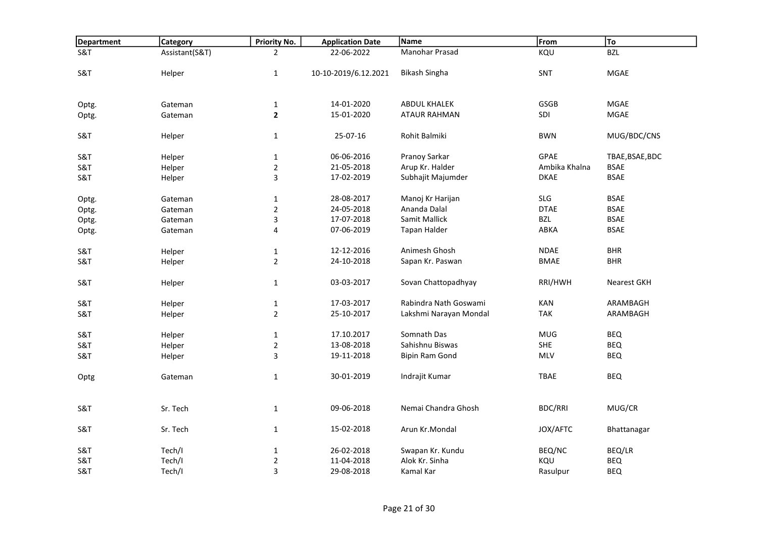| Department | Category | Priority No. | Application Date | Name | From | To |
|---|---|---|---|---|---|---|
| S&T | Assistant(S&T) | 2 | 22-06-2022 | Manohar Prasad | KQU | BZL |
| S&T | Helper | 1 | 10-10-2019/6.12.2021 | Bikash Singha | SNT | MGAE |
| Optg. | Gateman | 1 | 14-01-2020 | ABDUL KHALEK | GSGB | MGAE |
| Optg. | Gateman | **2** | 15-01-2020 | ATAUR RAHMAN | SDI | MGAE |
| S&T | Helper | 1 | 25-07-16 | Rohit Balmiki | BWN | MUG/BDC/CNS |
| S&T | Helper | 1 | 06-06-2016 | Pranoy Sarkar | GPAE | TBAE,BSAE,BDC |
| S&T | Helper | 2 | 21-05-2018 | Arup Kr. Halder | Ambika Khalna | BSAE |
| S&T | Helper | 3 | 17-02-2019 | Subhajit Majumder | DKAE | BSAE |
| Optg. | Gateman | 1 | 28-08-2017 | Manoj Kr Harijan | SLG | BSAE |
| Optg. | Gateman | 2 | 24-05-2018 | Ananda Dalal | DTAE | BSAE |
| Optg. | Gateman | 3 | 17-07-2018 | Samit Mallick | BZL | BSAE |
| Optg. | Gateman | 4 | 07-06-2019 | Tapan Halder | ABKA | BSAE |
| S&T | Helper | 1 | 12-12-2016 | Animesh Ghosh | NDAE | BHR |
| S&T | Helper | 2 | 24-10-2018 | Sapan Kr. Paswan | BMAE | BHR |
| S&T | Helper | 1 | 03-03-2017 | Sovan Chattopadhyay | RRI/HWH | Nearest GKH |
| S&T | Helper | 1 | 17-03-2017 | Rabindra Nath Goswami | KAN | ARAMBAGH |
| S&T | Helper | 2 | 25-10-2017 | Lakshmi Narayan Mondal | TAK | ARAMBAGH |
| S&T | Helper | 1 | 17.10.2017 | Somnath Das | MUG | BEQ |
| S&T | Helper | 2 | 13-08-2018 | Sahishnu Biswas | SHE | BEQ |
| S&T | Helper | 3 | 19-11-2018 | Bipin Ram Gond | MLV | BEQ |
| Optg | Gateman | 1 | 30-01-2019 | Indrajit Kumar | TBAE | BEQ |
| S&T | Sr. Tech | 1 | 09-06-2018 | Nemai Chandra Ghosh | BDC/RRI | MUG/CR |
| S&T | Sr. Tech | 1 | 15-02-2018 | Arun Kr.Mondal | JOX/AFTC | Bhattanagar |
| S&T | Tech/I | 1 | 26-02-2018 | Swapan Kr. Kundu | BEQ/NC | BEQ/LR |
| S&T | Tech/I | 2 | 11-04-2018 | Alok Kr. Sinha | KQU | BEQ |
| S&T | Tech/I | 3 | 29-08-2018 | Kamal Kar | Rasulpur | BEQ |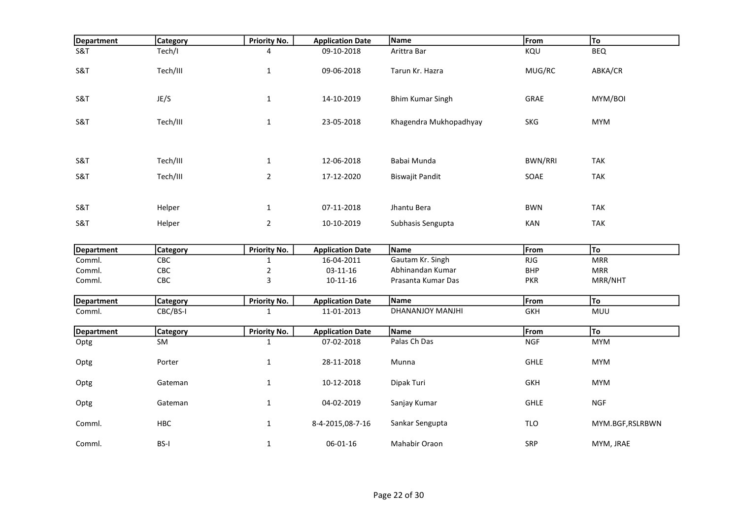| Department | Category | Priority No. | Application Date | Name | From | To |
|---|---|---|---|---|---|---|
| S&T | Tech/I | 4 | 09-10-2018 | Arittra Bar | KQU | BEQ |
| S&T | Tech/III | 1 | 09-06-2018 | Tarun Kr. Hazra | MUG/RC | ABKA/CR |
| S&T | JE/S | 1 | 14-10-2019 | Bhim Kumar Singh | GRAE | MYM/BOI |
| S&T | Tech/III | 1 | 23-05-2018 | Khagendra Mukhopadhyay | SKG | MYM |
| S&T | Tech/III | 1 | 12-06-2018 | Babai Munda | BWN/RRI | TAK |
| S&T | Tech/III | 2 | 17-12-2020 | Biswajit Pandit | SOAE | TAK |
| S&T | Helper | 1 | 07-11-2018 | Jhantu Bera | BWN | TAK |
| S&T | Helper | 2 | 10-10-2019 | Subhasis Sengupta | KAN | TAK |

| Department | Category | Priority No. | Application Date | Name | From | To |
|---|---|---|---|---|---|---|
| Comml. | CBC | 1 | 16-04-2011 | Gautam Kr. Singh | RJG | MRR |
| Comml. | CBC | 2 | 03-11-16 | Abhinandan Kumar | BHP | MRR |
| Comml. | CBC | 3 | 10-11-16 | Prasanta Kumar Das | PKR | MRR/NHT |

| Department | Category | Priority No. | Application Date | Name | From | To |
|---|---|---|---|---|---|---|
| Comml. | CBC/BS-I | 1 | 11-01-2013 | DHANANJOY MANJHI | GKH | MUU |

| Department | Category | Priority No. | Application Date | Name | From | To |
|---|---|---|---|---|---|---|
| Optg | SM | 1 | 07-02-2018 | Palas Ch Das | NGF | MYM |
| Optg | Porter | 1 | 28-11-2018 | Munna | GHLE | MYM |
| Optg | Gateman | 1 | 10-12-2018 | Dipak Turi | GKH | MYM |
| Optg | Gateman | 1 | 04-02-2019 | Sanjay Kumar | GHLE | NGF |
| Comml. | HBC | 1 | 8-4-2015,08-7-16 | Sankar Sengupta | TLO | MYM.BGF,RSLRBWN |
| Comml. | BS-I | 1 | 06-01-16 | Mahabir Oraon | SRP | MYM, JRAE |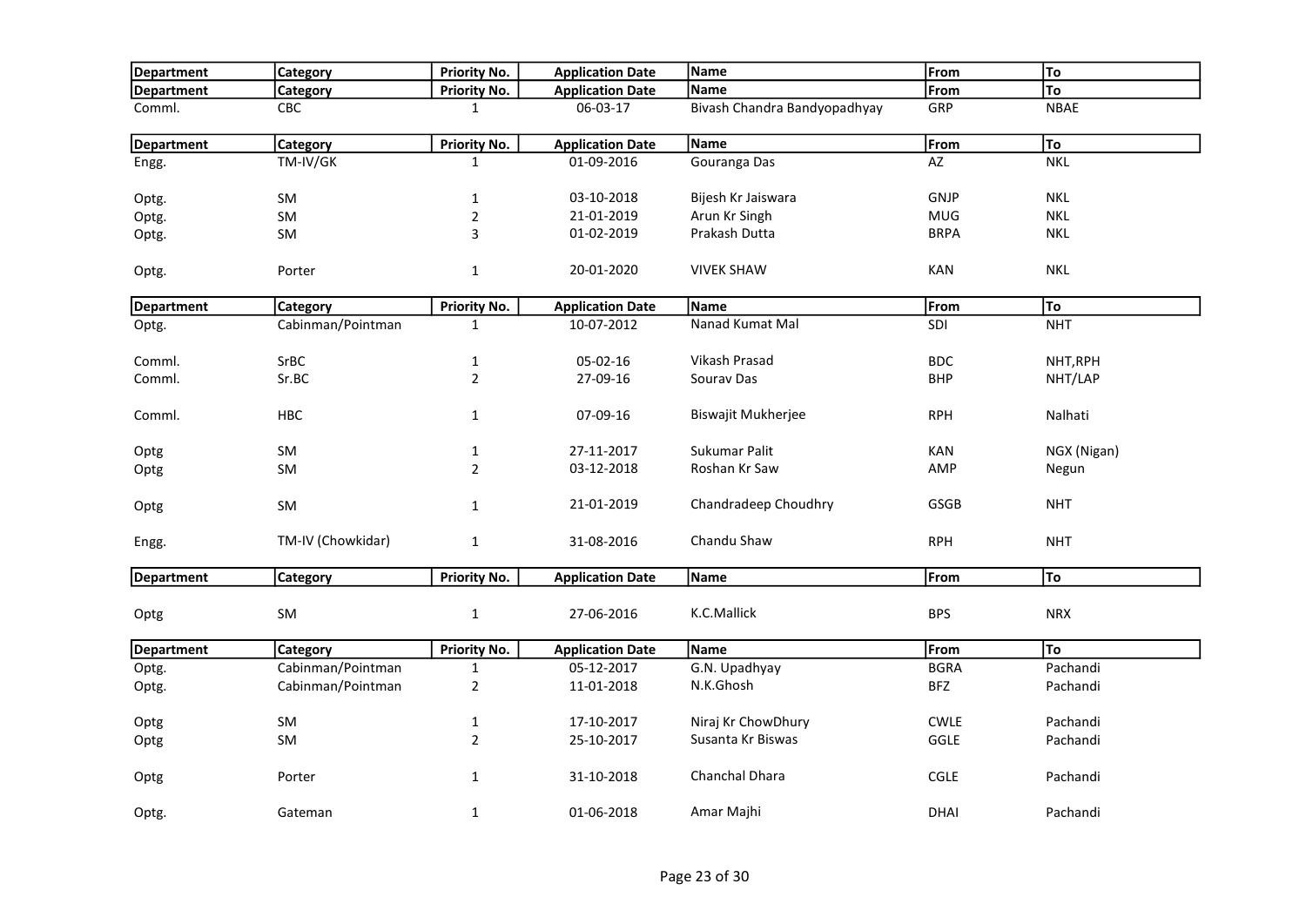| Department | Category | Priority No. | Application Date | Name | From | To |
|---|---|---|---|---|---|---|
| Department | Category | Priority No. | Application Date | Name | From | To |
| Comml. | CBC | 1 | 06-03-17 | Bivash Chandra Bandyopadhyay | GRP | NBAE |

| Department | Category | Priority No. | Application Date | Name | From | To |
|---|---|---|---|---|---|---|
| Engg. | TM-IV/GK | 1 | 01-09-2016 | Gouranga Das | AZ | NKL |
| Optg. | SM | 1 | 03-10-2018 | Bijesh Kr Jaiswara | GNJP | NKL |
| Optg. | SM | 2 | 21-01-2019 | Arun Kr Singh | MUG | NKL |
| Optg. | SM | 3 | 01-02-2019 | Prakash Dutta | BRPA | NKL |
| Optg. | Porter | 1 | 20-01-2020 | VIVEK SHAW | KAN | NKL |

| Department | Category | Priority No. | Application Date | Name | From | To |
|---|---|---|---|---|---|---|
| Optg. | Cabinman/Pointman | 1 | 10-07-2012 | Nanad Kumat Mal | SDI | NHT |
| Comml. | SrBC | 1 | 05-02-16 | Vikash Prasad | BDC | NHT,RPH |
| Comml. | Sr.BC | 2 | 27-09-16 | Sourav Das | BHP | NHT/LAP |
| Comml. | HBC | 1 | 07-09-16 | Biswajit Mukherjee | RPH | Nalhati |
| Optg | SM | 1 | 27-11-2017 | Sukumar Palit | KAN | NGX (Nigan) |
| Optg | SM | 2 | 03-12-2018 | Roshan Kr Saw | AMP | Negun |
| Optg | SM | 1 | 21-01-2019 | Chandradeep Choudhry | GSGB | NHT |
| Engg. | TM-IV (Chowkidar) | 1 | 31-08-2016 | Chandu Shaw | RPH | NHT |

| Department | Category | Priority No. | Application Date | Name | From | To |
|---|---|---|---|---|---|---|
| Optg | SM | 1 | 27-06-2016 | K.C.Mallick | BPS | NRX |

| Department | Category | Priority No. | Application Date | Name | From | To |
|---|---|---|---|---|---|---|
| Optg. | Cabinman/Pointman | 1 | 05-12-2017 | G.N. Upadhyay | BGRA | Pachandi |
| Optg. | Cabinman/Pointman | 2 | 11-01-2018 | N.K.Ghosh | BFZ | Pachandi |
| Optg | SM | 1 | 17-10-2017 | Niraj Kr ChowDhury | CWLE | Pachandi |
| Optg | SM | 2 | 25-10-2017 | Susanta Kr Biswas | GGLE | Pachandi |
| Optg | Porter | 1 | 31-10-2018 | Chanchal Dhara | CGLE | Pachandi |
| Optg. | Gateman | 1 | 01-06-2018 | Amar Majhi | DHAI | Pachandi |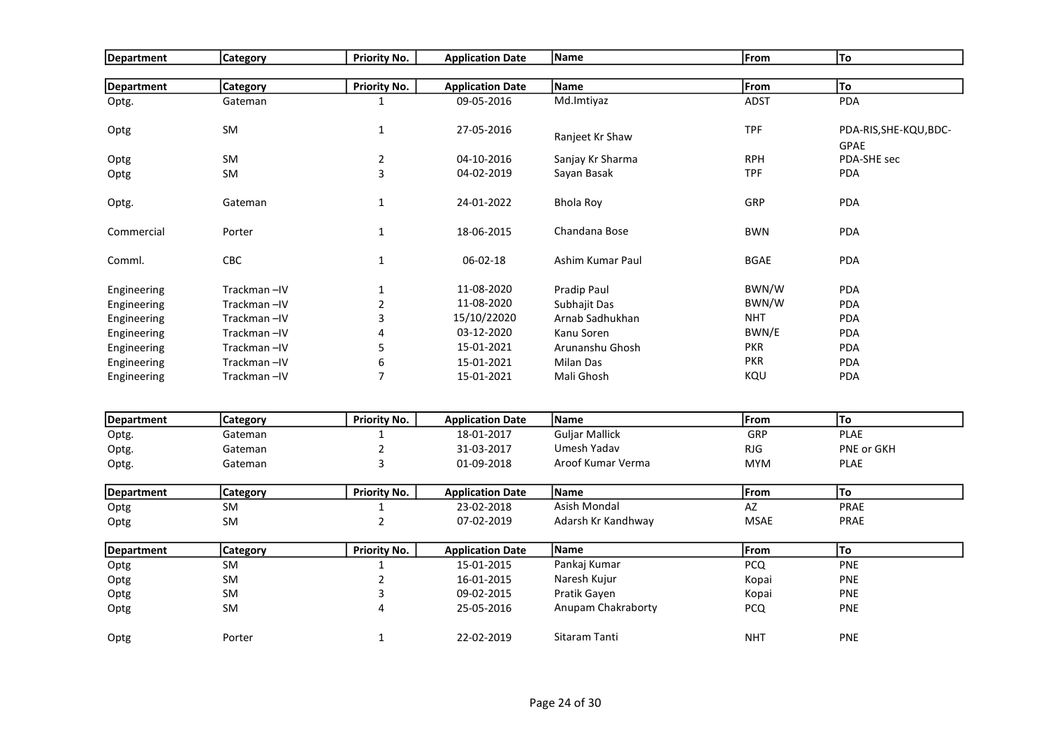| Department | Category | Priority No. | Application Date | Name | From | To |
|---|---|---|---|---|---|---|

| Department | Category | Priority No. | Application Date | Name | From | To |
|---|---|---|---|---|---|---|
| Optg. | Gateman | 1 | 09-05-2016 | Md.Imtiyaz | ADST | PDA |
| Optg | SM | 1 | 27-05-2016 | Ranjeet Kr Shaw | TPF | PDA-RIS,SHE-KQU,BDC-GPAE |
| Optg | SM | 2 | 04-10-2016 | Sanjay Kr Sharma | RPH | PDA-SHE sec |
| Optg | SM | 3 | 04-02-2019 | Sayan Basak | TPF | PDA |
| Optg. | Gateman | 1 | 24-01-2022 | Bhola Roy | GRP | PDA |
| Commercial | Porter | 1 | 18-06-2015 | Chandana Bose | BWN | PDA |
| Comml. | CBC | 1 | 06-02-18 | Ashim Kumar Paul | BGAE | PDA |
| Engineering | Trackman –IV | 1 | 11-08-2020 | Pradip Paul | BWN/W | PDA |
| Engineering | Trackman –IV | 2 | 11-08-2020 | Subhajit Das | BWN/W | PDA |
| Engineering | Trackman –IV | 3 | 15/10/22020 | Arnab Sadhukhan | NHT | PDA |
| Engineering | Trackman –IV | 4 | 03-12-2020 | Kanu Soren | BWN/E | PDA |
| Engineering | Trackman –IV | 5 | 15-01-2021 | Arunanshu Ghosh | PKR | PDA |
| Engineering | Trackman –IV | 6 | 15-01-2021 | Milan Das | PKR | PDA |
| Engineering | Trackman –IV | 7 | 15-01-2021 | Mali Ghosh | KQU | PDA |

| Department | Category | Priority No. | Application Date | Name | From | To |
|---|---|---|---|---|---|---|
| Optg. | Gateman | 1 | 18-01-2017 | Guljar Mallick | GRP | PLAE |
| Optg. | Gateman | 2 | 31-03-2017 | Umesh Yadav | RJG | PNE or GKH |
| Optg. | Gateman | 3 | 01-09-2018 | Aroof Kumar Verma | MYM | PLAE |

| Department | Category | Priority No. | Application Date | Name | From | To |
|---|---|---|---|---|---|---|
| Optg | SM | 1 | 23-02-2018 | Asish Mondal | AZ | PRAE |
| Optg | SM | 2 | 07-02-2019 | Adarsh Kr Kandhway | MSAE | PRAE |

| Department | Category | Priority No. | Application Date | Name | From | To |
|---|---|---|---|---|---|---|
| Optg | SM | 1 | 15-01-2015 | Pankaj Kumar | PCQ | PNE |
| Optg | SM | 2 | 16-01-2015 | Naresh Kujur | Kopai | PNE |
| Optg | SM | 3 | 09-02-2015 | Pratik Gayen | Kopai | PNE |
| Optg | SM | 4 | 25-05-2016 | Anupam Chakraborty | PCQ | PNE |
| Optg | Porter | 1 | 22-02-2019 | Sitaram Tanti | NHT | PNE |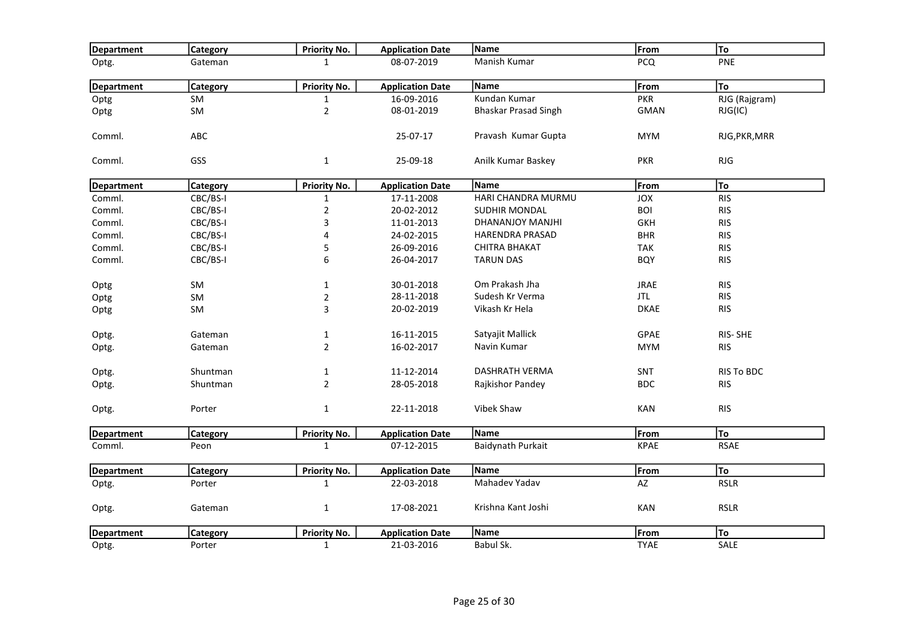| Department | Category | Priority No. | Application Date | Name | From | To |
|---|---|---|---|---|---|---|
| Optg. | Gateman | 1 | 08-07-2019 | Manish Kumar | PCQ | PNE |

| Department | Category | Priority No. | Application Date | Name | From | To |
|---|---|---|---|---|---|---|
| Optg | SM | 1 | 16-09-2016 | Kundan Kumar | PKR | RJG (Rajgram) |
| Optg | SM | 2 | 08-01-2019 | Bhaskar Prasad Singh | GMAN | RJG(IC) |
| Comml. | ABC | | 25-07-17 | Pravash Kumar Gupta | MYM | RJG,PKR,MRR |
| Comml. | GSS | 1 | 25-09-18 | Anilk Kumar Baskey | PKR | RJG |

| Department | Category | Priority No. | Application Date | Name | From | To |
|---|---|---|---|---|---|---|
| Comml. | CBC/BS-I | 1 | 17-11-2008 | HARI CHANDRA MURMU | JOX | RIS |
| Comml. | CBC/BS-I | 2 | 20-02-2012 | SUDHIR MONDAL | BOI | RIS |
| Comml. | CBC/BS-I | 3 | 11-01-2013 | DHANANJOY MANJHI | GKH | RIS |
| Comml. | CBC/BS-I | 4 | 24-02-2015 | HARENDRA PRASAD | BHR | RIS |
| Comml. | CBC/BS-I | 5 | 26-09-2016 | CHITRA BHAKAT | TAK | RIS |
| Comml. | CBC/BS-I | 6 | 26-04-2017 | TARUN DAS | BQY | RIS |
| Optg | SM | 1 | 30-01-2018 | Om Prakash Jha | JRAE | RIS |
| Optg | SM | 2 | 28-11-2018 | Sudesh Kr Verma | JTL | RIS |
| Optg | SM | 3 | 20-02-2019 | Vikash Kr Hela | DKAE | RIS |
| Optg. | Gateman | 1 | 16-11-2015 | Satyajit Mallick | GPAE | RIS- SHE |
| Optg. | Gateman | 2 | 16-02-2017 | Navin Kumar | MYM | RIS |
| Optg. | Shuntman | 1 | 11-12-2014 | DASHRATH VERMA | SNT | RIS To BDC |
| Optg. | Shuntman | 2 | 28-05-2018 | Rajkishor Pandey | BDC | RIS |
| Optg. | Porter | 1 | 22-11-2018 | Vibek Shaw | KAN | RIS |

| Department | Category | Priority No. | Application Date | Name | From | To |
|---|---|---|---|---|---|---|
| Comml. | Peon | 1 | 07-12-2015 | Baidynath Purkait | KPAE | RSAE |

| Department | Category | Priority No. | Application Date | Name | From | To |
|---|---|---|---|---|---|---|
| Optg. | Porter | 1 | 22-03-2018 | Mahadev Yadav | AZ | RSLR |
| Optg. | Gateman | 1 | 17-08-2021 | Krishna Kant Joshi | KAN | RSLR |

| Department | Category | Priority No. | Application Date | Name | From | To |
|---|---|---|---|---|---|---|
| Optg. | Porter | 1 | 21-03-2016 | Babul Sk. | TYAE | SALE |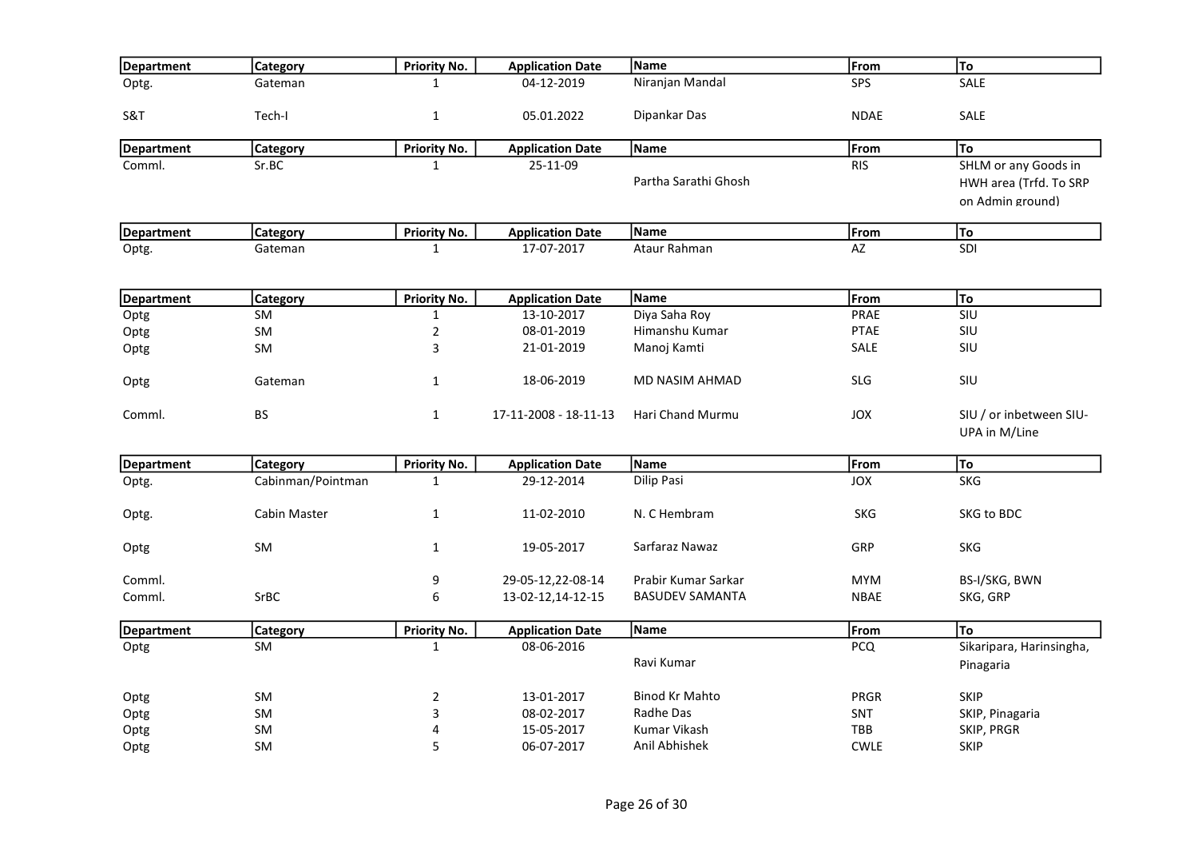| Department | Category | Priority No. | Application Date | Name | From | To |
|---|---|---|---|---|---|---|
| Optg. | Gateman | 1 | 04-12-2019 | Niranjan Mandal | SPS | SALE |
| S&T | Tech-I | 1 | 05.01.2022 | Dipankar Das | NDAE | SALE |

| Department | Category | Priority No. | Application Date | Name | From | To |
|---|---|---|---|---|---|---|
| Comml. | Sr.BC | 1 | 25-11-09 | Partha Sarathi Ghosh | RIS | SHLM or any Goods in HWH area (Trfd. To SRP on Admin ground) |

| Department | Category | Priority No. | Application Date | Name | From | To |
|---|---|---|---|---|---|---|
| Optg. | Gateman | 1 | 17-07-2017 | Ataur Rahman | AZ | SDI |

| Department | Category | Priority No. | Application Date | Name | From | To |
|---|---|---|---|---|---|---|
| Optg | SM | 1 | 13-10-2017 | Diya Saha Roy | PRAE | SIU |
| Optg | SM | 2 | 08-01-2019 | Himanshu Kumar | PTAE | SIU |
| Optg | SM | 3 | 21-01-2019 | Manoj Kamti | SALE | SIU |
| Optg | Gateman | 1 | 18-06-2019 | MD NASIM AHMAD | SLG | SIU |
| Comml. | BS | 1 | 17-11-2008 - 18-11-13 | Hari Chand Murmu | JOX | SIU / or inbetween SIU-UPA in M/Line |

| Department | Category | Priority No. | Application Date | Name | From | To |
|---|---|---|---|---|---|---|
| Optg. | Cabinman/Pointman | 1 | 29-12-2014 | Dilip Pasi | JOX | SKG |
| Optg. | Cabin Master | 1 | 11-02-2010 | N. C Hembram | SKG | SKG to BDC |
| Optg | SM | 1 | 19-05-2017 | Sarfaraz Nawaz | GRP | SKG |
| Comml. | | 9 | 29-05-12,22-08-14 | Prabir Kumar Sarkar | MYM | BS-I/SKG, BWN |
| Comml. | SrBC | 6 | 13-02-12,14-12-15 | BASUDEV SAMANTA | NBAE | SKG, GRP |

| Department | Category | Priority No. | Application Date | Name | From | To |
|---|---|---|---|---|---|---|
| Optg | SM | 1 | 08-06-2016 | Ravi Kumar | PCQ | Sikaripara, Harinsingha, Pinagaria |
| Optg | SM | 2 | 13-01-2017 | Binod Kr Mahto | PRGR | SKIP |
| Optg | SM | 3 | 08-02-2017 | Radhe Das | SNT | SKIP, Pinagaria |
| Optg | SM | 4 | 15-05-2017 | Kumar Vikash | TBB | SKIP, PRGR |
| Optg | SM | 5 | 06-07-2017 | Anil Abhishek | CWLE | SKIP |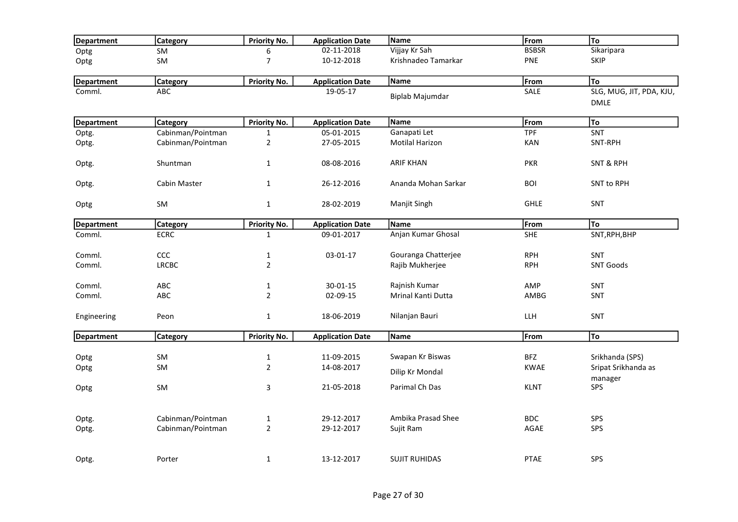| Department | Category | Priority No. | Application Date | Name | From | To |
|---|---|---|---|---|---|---|
| Optg | SM | 6 | 02-11-2018 | Vijjay Kr Sah | BSBSR | Sikaripara |
| Optg | SM | 7 | 10-12-2018 | Krishnadeo Tamarkar | PNE | SKIP |

| Department | Category | Priority No. | Application Date | Name | From | To |
|---|---|---|---|---|---|---|
| Comml. | ABC | | 19-05-17 | Biplab Majumdar | SALE | SLG, MUG, JIT, PDA, KJU, DMLE |

| Department | Category | Priority No. | Application Date | Name | From | To |
|---|---|---|---|---|---|---|
| Optg. | Cabinman/Pointman | 1 | 05-01-2015 | Ganapati Let | TPF | SNT |
| Optg. | Cabinman/Pointman | 2 | 27-05-2015 | Motilal Harizon | KAN | SNT-RPH |
| Optg. | Shuntman | 1 | 08-08-2016 | ARIF KHAN | PKR | SNT & RPH |
| Optg. | Cabin Master | 1 | 26-12-2016 | Ananda Mohan Sarkar | BOI | SNT to RPH |
| Optg | SM | 1 | 28-02-2019 | Manjit Singh | GHLE | SNT |

| Department | Category | Priority No. | Application Date | Name | From | To |
|---|---|---|---|---|---|---|
| Comml. | ECRC | 1 | 09-01-2017 | Anjan Kumar Ghosal | SHE | SNT,RPH,BHP |
| Comml. | CCC | 1 | 03-01-17 | Gouranga Chatterjee | RPH | SNT |
| Comml. | LRCBC | 2 | | Rajib Mukherjee | RPH | SNT Goods |
| Comml. | ABC | 1 | 30-01-15 | Rajnish Kumar | AMP | SNT |
| Comml. | ABC | 2 | 02-09-15 | Mrinal Kanti Dutta | AMBG | SNT |
| Engineering | Peon | 1 | 18-06-2019 | Nilanjan Bauri | LLH | SNT |

| Department | Category | Priority No. | Application Date | Name | From | To |
|---|---|---|---|---|---|---|
| Optg | SM | 1 | 11-09-2015 | Swapan Kr Biswas | BFZ | Srikhanda (SPS) |
| Optg | SM | 2 | 14-08-2017 | Dilip Kr Mondal | KWAE | Sripat Srikhanda as manager |
| Optg | SM | 3 | 21-05-2018 | Parimal Ch Das | KLNT | SPS |
| Optg. | Cabinman/Pointman | 1 | 29-12-2017 | Ambika Prasad Shee | BDC | SPS |
| Optg. | Cabinman/Pointman | 2 | 29-12-2017 | Sujit Ram | AGAE | SPS |
| Optg. | Porter | 1 | 13-12-2017 | SUJIT RUHIDAS | PTAE | SPS |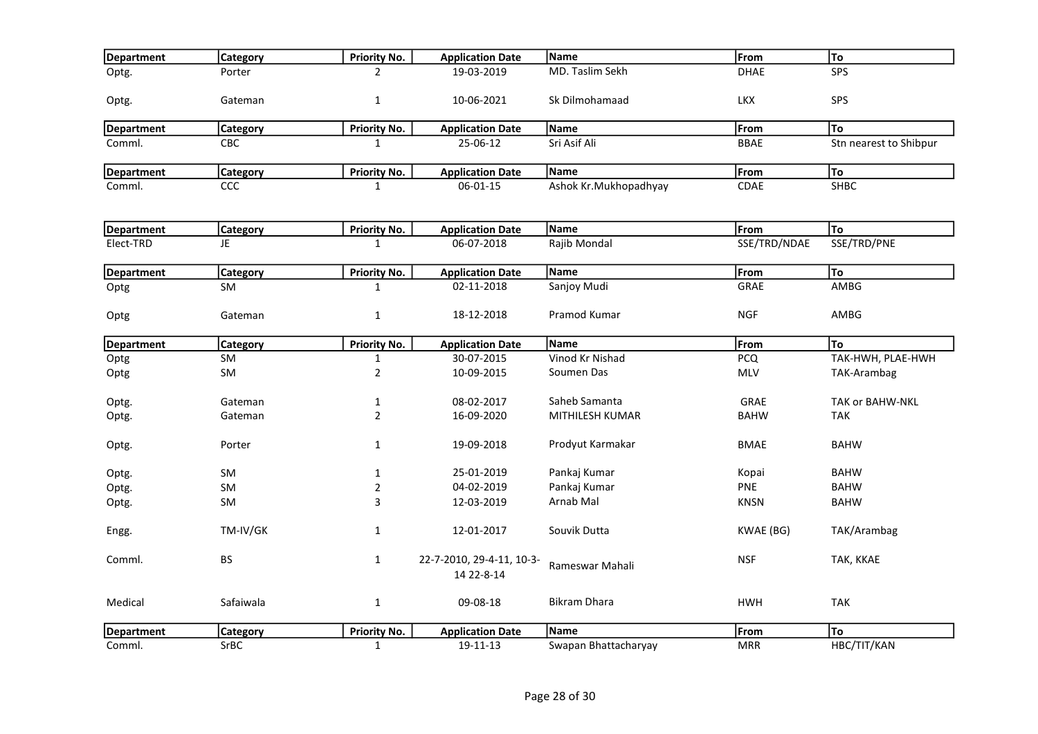| Department | Category | Priority No. | Application Date | Name | From | To |
|---|---|---|---|---|---|---|
| Optg. | Porter | 2 | 19-03-2019 | MD. Taslim Sekh | DHAE | SPS |
| Optg. | Gateman | 1 | 10-06-2021 | Sk Dilmohamaad | LKX | SPS |

| Department | Category | Priority No. | Application Date | Name | From | To |
|---|---|---|---|---|---|---|
| Comml. | CBC | 1 | 25-06-12 | Sri Asif Ali | BBAE | Stn nearest to Shibpur |

| Department | Category | Priority No. | Application Date | Name | From | To |
|---|---|---|---|---|---|---|
| Comml. | CCC | 1 | 06-01-15 | Ashok Kr.Mukhopadhyay | CDAE | SHBC |

| Department | Category | Priority No. | Application Date | Name | From | To |
|---|---|---|---|---|---|---|
| Elect-TRD | JE | 1 | 06-07-2018 | Rajib Mondal | SSE/TRD/NDAE | SSE/TRD/PNE |

| Department | Category | Priority No. | Application Date | Name | From | To |
|---|---|---|---|---|---|---|
| Optg | SM | 1 | 02-11-2018 | Sanjoy Mudi | GRAE | AMBG |
| Optg | Gateman | 1 | 18-12-2018 | Pramod Kumar | NGF | AMBG |

| Department | Category | Priority No. | Application Date | Name | From | To |
|---|---|---|---|---|---|---|
| Optg | SM | 1 | 30-07-2015 | Vinod Kr Nishad | PCQ | TAK-HWH, PLAE-HWH |
| Optg | SM | 2 | 10-09-2015 | Soumen Das | MLV | TAK-Arambag |
| Optg. | Gateman | 1 | 08-02-2017 | Saheb Samanta | GRAE | TAK or BAHW-NKL |
| Optg. | Gateman | 2 | 16-09-2020 | MITHILESH KUMAR | BAHW | TAK |
| Optg. | Porter | 1 | 19-09-2018 | Prodyut Karmakar | BMAE | BAHW |
| Optg. | SM | 1 | 25-01-2019 | Pankaj Kumar | Kopai | BAHW |
| Optg. | SM | 2 | 04-02-2019 | Pankaj Kumar | PNE | BAHW |
| Optg. | SM | 3 | 12-03-2019 | Arnab Mal | KNSN | BAHW |
| Engg. | TM-IV/GK | 1 | 12-01-2017 | Souvik Dutta | KWAE (BG) | TAK/Arambag |
| Comml. | BS | 1 | 22-7-2010, 29-4-11, 10-3-14 22-8-14 | Rameswar Mahali | NSF | TAK, KKAE |
| Medical | Safaiwala | 1 | 09-08-18 | Bikram Dhara | HWH | TAK |

| Department | Category | Priority No. | Application Date | Name | From | To |
|---|---|---|---|---|---|---|
| Comml. | SrBC | 1 | 19-11-13 | Swapan Bhattacharyay | MRR | HBC/TIT/KAN |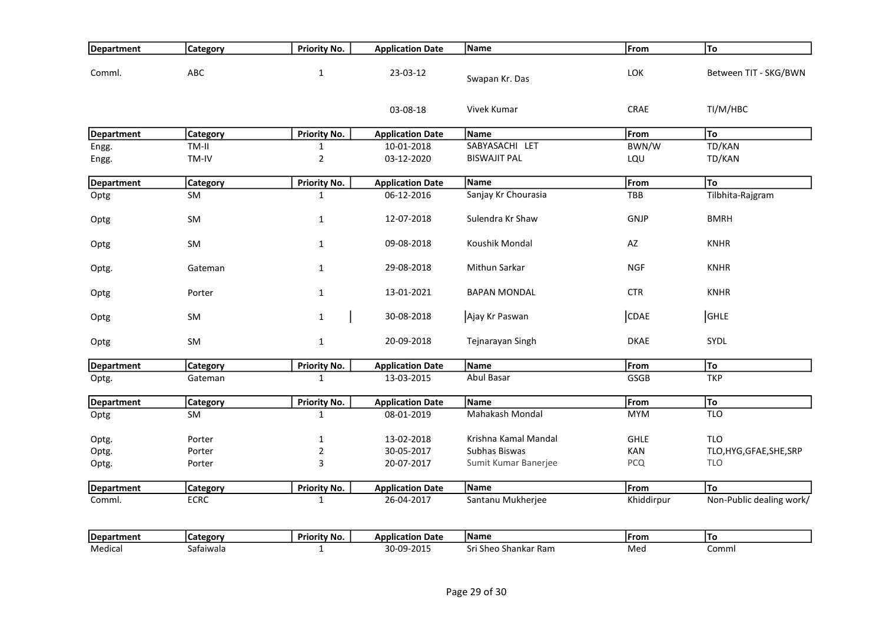| Department | Category | Priority No. | Application Date | Name | From | To |
|---|---|---|---|---|---|---|
| Comml. | ABC | 1 | 23-03-12 | Swapan Kr. Das | LOK | Between TIT - SKG/BWN |
| | | | 03-08-18 | Vivek Kumar | CRAE | TI/M/HBC |

| Department | Category | Priority No. | Application Date | Name | From | To |
|---|---|---|---|---|---|---|
| Engg. | TM-II | 1 | 10-01-2018 | SABYASACHI LET | BWN/W | TD/KAN |
| Engg. | TM-IV | 2 | 03-12-2020 | BISWAJIT PAL | LQU | TD/KAN |

| Department | Category | Priority No. | Application Date | Name | From | To |
|---|---|---|---|---|---|---|
| Optg | SM | 1 | 06-12-2016 | Sanjay Kr Chourasia | TBB | Tilbhita-Rajgram |
| Optg | SM | 1 | 12-07-2018 | Sulendra Kr Shaw | GNJP | BMRH |
| Optg | SM | 1 | 09-08-2018 | Koushik Mondal | AZ | KNHR |
| Optg. | Gateman | 1 | 29-08-2018 | Mithun Sarkar | NGF | KNHR |
| Optg | Porter | 1 | 13-01-2021 | BAPAN MONDAL | CTR | KNHR |
| Optg | SM | 1 | 30-08-2018 | Ajay Kr Paswan | CDAE | GHLE |
| Optg | SM | 1 | 20-09-2018 | Tejnarayan Singh | DKAE | SYDL |

| Department | Category | Priority No. | Application Date | Name | From | To |
|---|---|---|---|---|---|---|
| Optg. | Gateman | 1 | 13-03-2015 | Abul Basar | GSGB | TKP |

| Department | Category | Priority No. | Application Date | Name | From | To |
|---|---|---|---|---|---|---|
| Optg | SM | 1 | 08-01-2019 | Mahakash Mondal | MYM | TLO |
| Optg. | Porter | 1 | 13-02-2018 | Krishna Kamal Mandal | GHLE | TLO |
| Optg. | Porter | 2 | 30-05-2017 | Subhas Biswas | KAN | TLO,HYG,GFAE,SHE,SRP |
| Optg. | Porter | 3 | 20-07-2017 | Sumit Kumar Banerjee | PCQ | TLO |

| Department | Category | Priority No. | Application Date | Name | From | To |
|---|---|---|---|---|---|---|
| Comml. | ECRC | 1 | 26-04-2017 | Santanu Mukherjee | Khiddirpur | Non-Public dealing work/ |

| Department | Category | Priority No. | Application Date | Name | From | To |
|---|---|---|---|---|---|---|
| Medical | Safaiwala | 1 | 30-09-2015 | Sri Sheo Shankar Ram | Med | Comml |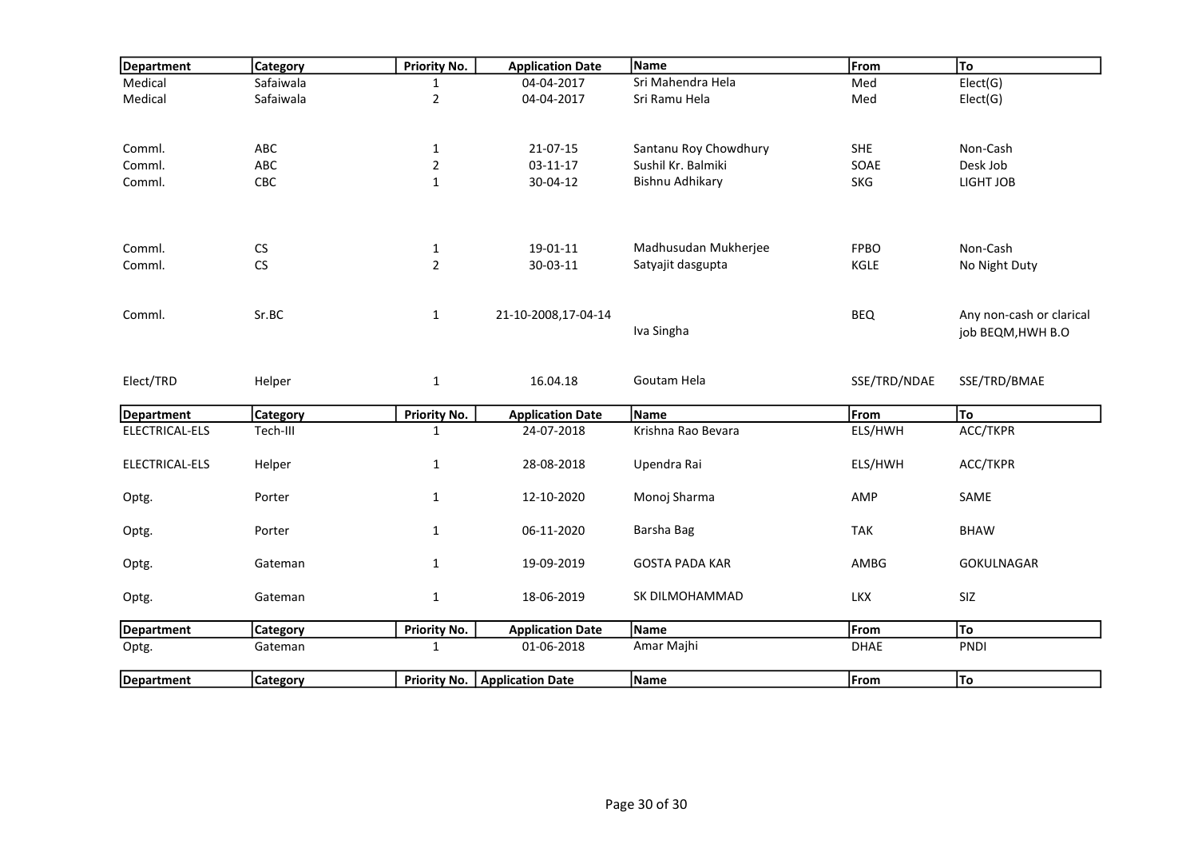| Department | Category | Priority No. | Application Date | Name | From | To |
|---|---|---|---|---|---|---|
| Medical | Safaiwala | 1 | 04-04-2017 | Sri Mahendra Hela | Med | Elect(G) |
| Medical | Safaiwala | 2 | 04-04-2017 | Sri Ramu Hela | Med | Elect(G) |
| Comml. | ABC | 1 | 21-07-15 | Santanu Roy Chowdhury | SHE | Non-Cash |
| Comml. | ABC | 2 | 03-11-17 | Sushil Kr. Balmiki | SOAE | Desk Job |
| Comml. | CBC | 1 | 30-04-12 | Bishnu Adhikary | SKG | LIGHT JOB |
| Comml. | CS | 1 | 19-01-11 | Madhusudan Mukherjee | FPBO | Non-Cash |
| Comml. | CS | 2 | 30-03-11 | Satyajit dasgupta | KGLE | No Night Duty |
| Comml. | Sr.BC | 1 | 21-10-2008,17-04-14 | Iva Singha | BEQ | Any non-cash or clarical job BEQM,HWH B.O |
| Elect/TRD | Helper | 1 | 16.04.18 | Goutam Hela | SSE/TRD/NDAE | SSE/TRD/BMAE |

| Department | Category | Priority No. | Application Date | Name | From | To |
|---|---|---|---|---|---|---|
| ELECTRICAL-ELS | Tech-III | 1 | 24-07-2018 | Krishna Rao Bevara | ELS/HWH | ACC/TKPR |
| ELECTRICAL-ELS | Helper | 1 | 28-08-2018 | Upendra Rai | ELS/HWH | ACC/TKPR |
| Optg. | Porter | 1 | 12-10-2020 | Monoj Sharma | AMP | SAME |
| Optg. | Porter | 1 | 06-11-2020 | Barsha Bag | TAK | BHAW |
| Optg. | Gateman | 1 | 19-09-2019 | GOSTA PADA KAR | AMBG | GOKULNAGAR |
| Optg. | Gateman | 1 | 18-06-2019 | SK DILMOHAMMAD | LKX | SIZ |

| Department | Category | Priority No. | Application Date | Name | From | To |
|---|---|---|---|---|---|---|
| Optg. | Gateman | 1 | 01-06-2018 | Amar Majhi | DHAE | PNDI |

| Department | Category | Priority No. | Application Date | Name | From | To |
|---|---|---|---|---|---|---|